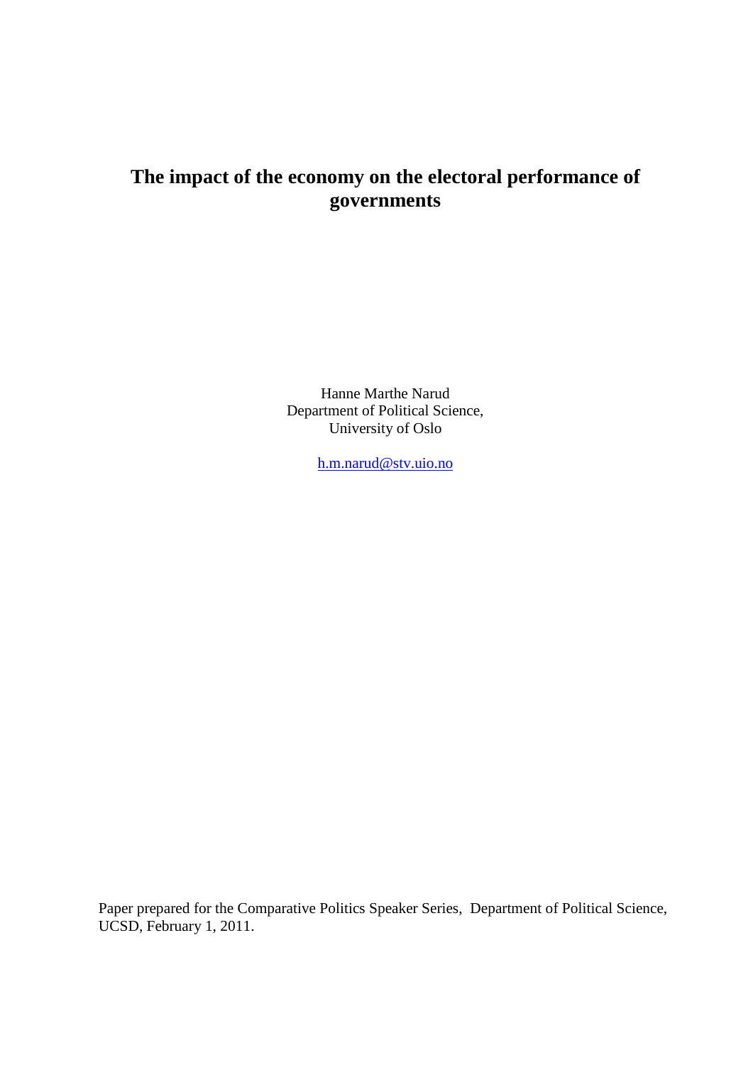# The impact of the economy on the electoral performance of governments

Hanne Marthe Narud
Department of Political Science,
University of Oslo

h.m.narud@stv.uio.no

Paper prepared for the Comparative Politics Speaker Series, Department of Political Science, UCSD, February 1, 2011.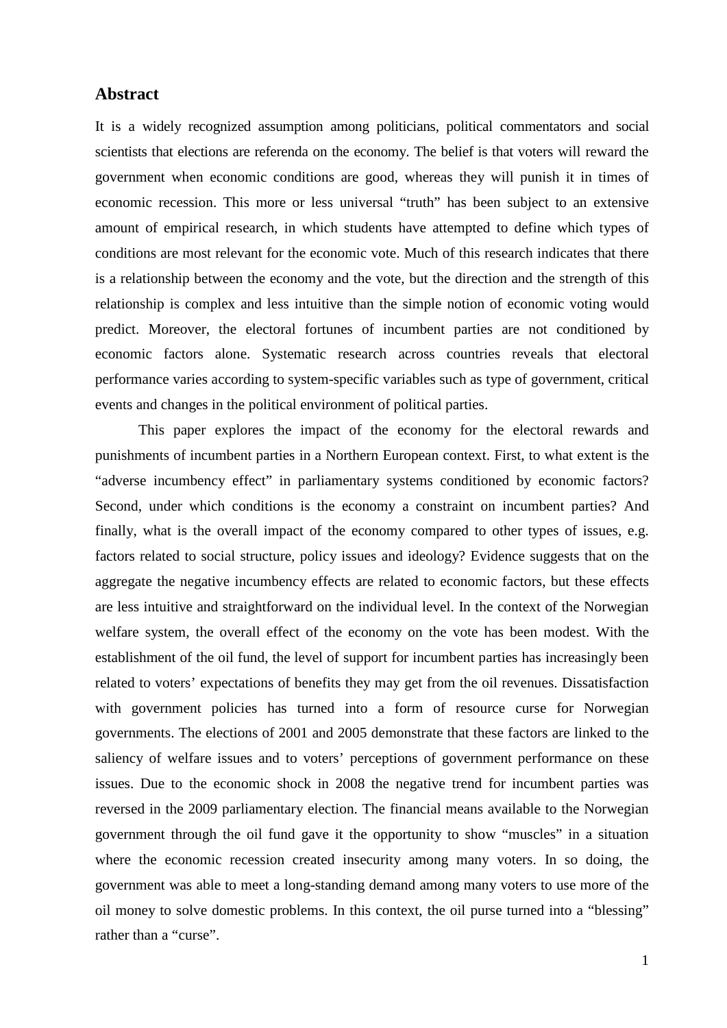## Abstract

It is a widely recognized assumption among politicians, political commentators and social scientists that elections are referenda on the economy. The belief is that voters will reward the government when economic conditions are good, whereas they will punish it in times of economic recession. This more or less universal "truth" has been subject to an extensive amount of empirical research, in which students have attempted to define which types of conditions are most relevant for the economic vote. Much of this research indicates that there is a relationship between the economy and the vote, but the direction and the strength of this relationship is complex and less intuitive than the simple notion of economic voting would predict. Moreover, the electoral fortunes of incumbent parties are not conditioned by economic factors alone. Systematic research across countries reveals that electoral performance varies according to system-specific variables such as type of government, critical events and changes in the political environment of political parties.

This paper explores the impact of the economy for the electoral rewards and punishments of incumbent parties in a Northern European context. First, to what extent is the "adverse incumbency effect" in parliamentary systems conditioned by economic factors? Second, under which conditions is the economy a constraint on incumbent parties? And finally, what is the overall impact of the economy compared to other types of issues, e.g. factors related to social structure, policy issues and ideology? Evidence suggests that on the aggregate the negative incumbency effects are related to economic factors, but these effects are less intuitive and straightforward on the individual level. In the context of the Norwegian welfare system, the overall effect of the economy on the vote has been modest. With the establishment of the oil fund, the level of support for incumbent parties has increasingly been related to voters' expectations of benefits they may get from the oil revenues. Dissatisfaction with government policies has turned into a form of resource curse for Norwegian governments. The elections of 2001 and 2005 demonstrate that these factors are linked to the saliency of welfare issues and to voters' perceptions of government performance on these issues. Due to the economic shock in 2008 the negative trend for incumbent parties was reversed in the 2009 parliamentary election. The financial means available to the Norwegian government through the oil fund gave it the opportunity to show "muscles" in a situation where the economic recession created insecurity among many voters. In so doing, the government was able to meet a long-standing demand among many voters to use more of the oil money to solve domestic problems. In this context, the oil purse turned into a "blessing" rather than a "curse".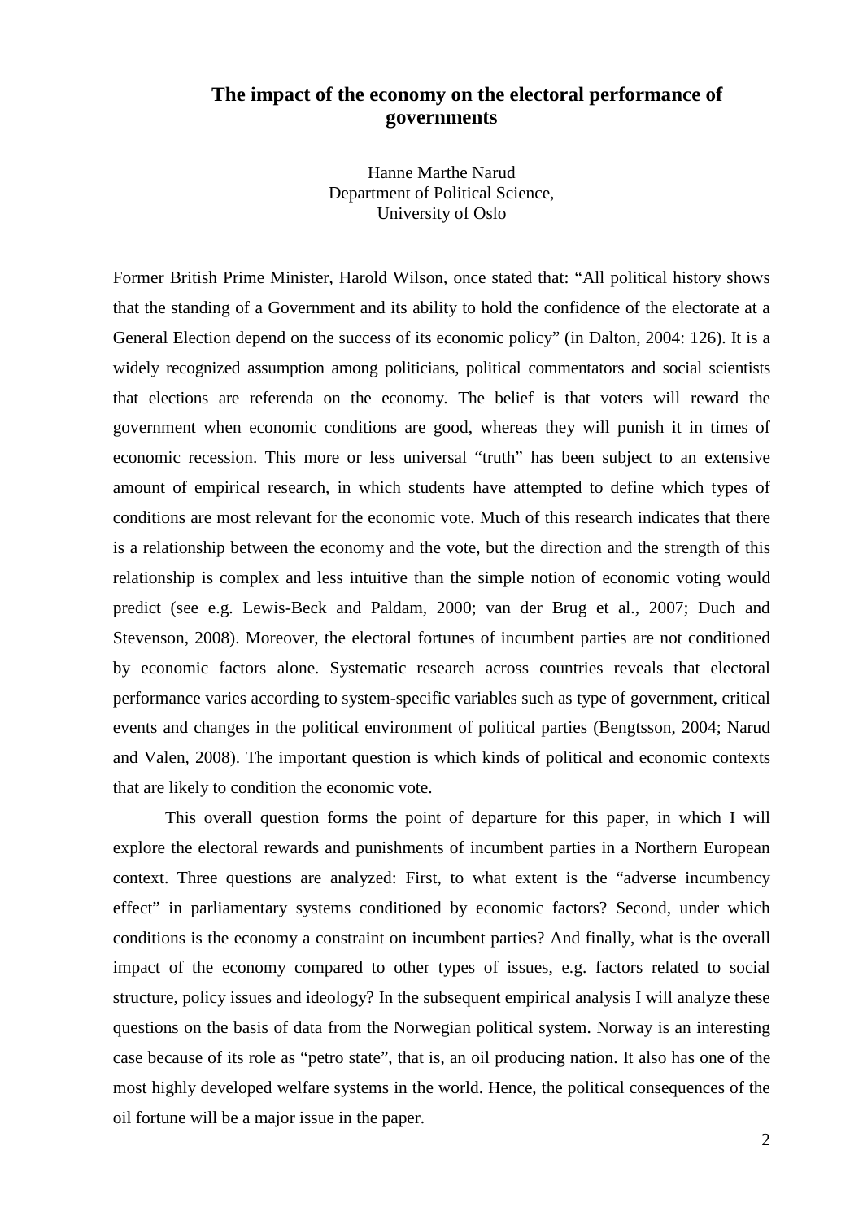# The impact of the economy on the electoral performance of governments

Hanne Marthe Narud
Department of Political Science,
University of Oslo

Former British Prime Minister, Harold Wilson, once stated that: "All political history shows that the standing of a Government and its ability to hold the confidence of the electorate at a General Election depend on the success of its economic policy" (in Dalton, 2004: 126). It is a widely recognized assumption among politicians, political commentators and social scientists that elections are referenda on the economy. The belief is that voters will reward the government when economic conditions are good, whereas they will punish it in times of economic recession. This more or less universal "truth" has been subject to an extensive amount of empirical research, in which students have attempted to define which types of conditions are most relevant for the economic vote. Much of this research indicates that there is a relationship between the economy and the vote, but the direction and the strength of this relationship is complex and less intuitive than the simple notion of economic voting would predict (see e.g. Lewis-Beck and Paldam, 2000; van der Brug et al., 2007; Duch and Stevenson, 2008). Moreover, the electoral fortunes of incumbent parties are not conditioned by economic factors alone. Systematic research across countries reveals that electoral performance varies according to system-specific variables such as type of government, critical events and changes in the political environment of political parties (Bengtsson, 2004; Narud and Valen, 2008). The important question is which kinds of political and economic contexts that are likely to condition the economic vote.

This overall question forms the point of departure for this paper, in which I will explore the electoral rewards and punishments of incumbent parties in a Northern European context. Three questions are analyzed: First, to what extent is the "adverse incumbency effect" in parliamentary systems conditioned by economic factors? Second, under which conditions is the economy a constraint on incumbent parties? And finally, what is the overall impact of the economy compared to other types of issues, e.g. factors related to social structure, policy issues and ideology? In the subsequent empirical analysis I will analyze these questions on the basis of data from the Norwegian political system. Norway is an interesting case because of its role as "petro state", that is, an oil producing nation. It also has one of the most highly developed welfare systems in the world. Hence, the political consequences of the oil fortune will be a major issue in the paper.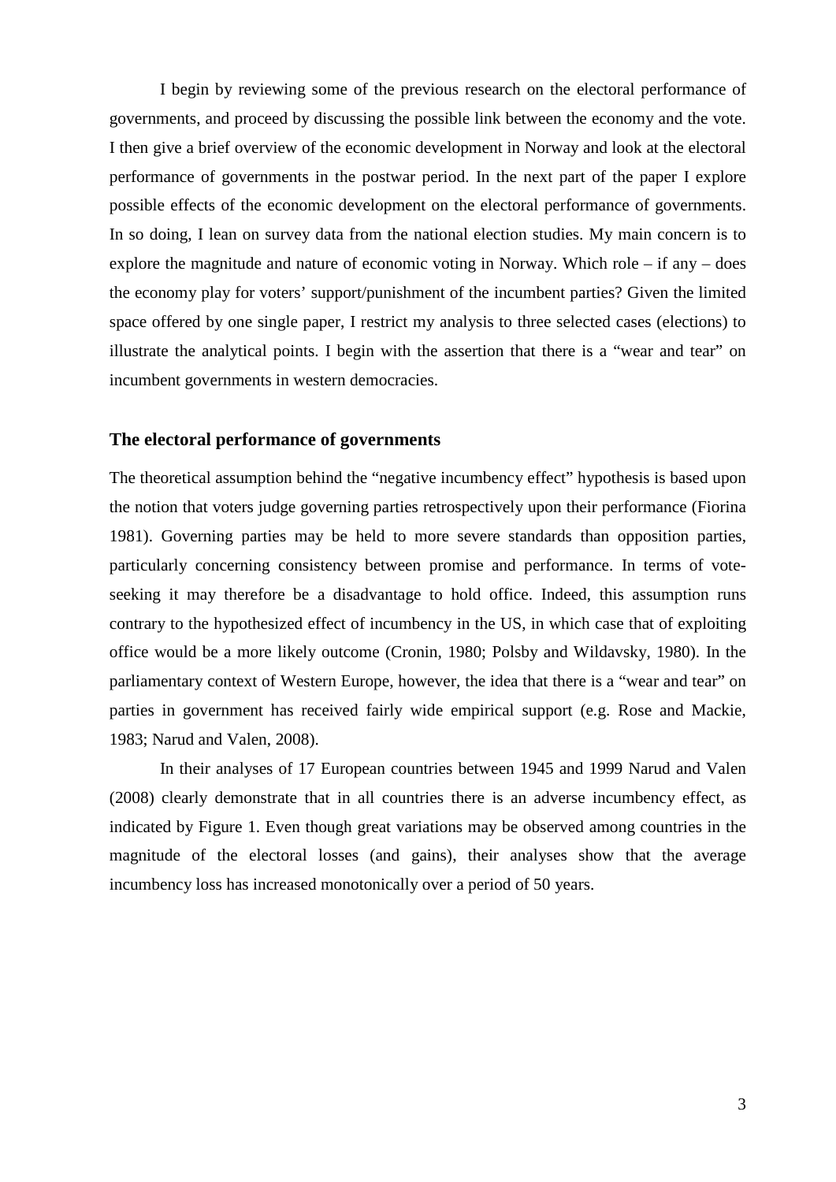I begin by reviewing some of the previous research on the electoral performance of governments, and proceed by discussing the possible link between the economy and the vote. I then give a brief overview of the economic development in Norway and look at the electoral performance of governments in the postwar period. In the next part of the paper I explore possible effects of the economic development on the electoral performance of governments. In so doing, I lean on survey data from the national election studies. My main concern is to explore the magnitude and nature of economic voting in Norway. Which role – if any – does the economy play for voters' support/punishment of the incumbent parties? Given the limited space offered by one single paper, I restrict my analysis to three selected cases (elections) to illustrate the analytical points. I begin with the assertion that there is a "wear and tear" on incumbent governments in western democracies.

## The electoral performance of governments

The theoretical assumption behind the "negative incumbency effect" hypothesis is based upon the notion that voters judge governing parties retrospectively upon their performance (Fiorina 1981). Governing parties may be held to more severe standards than opposition parties, particularly concerning consistency between promise and performance. In terms of vote-seeking it may therefore be a disadvantage to hold office. Indeed, this assumption runs contrary to the hypothesized effect of incumbency in the US, in which case that of exploiting office would be a more likely outcome (Cronin, 1980; Polsby and Wildavsky, 1980). In the parliamentary context of Western Europe, however, the idea that there is a "wear and tear" on parties in government has received fairly wide empirical support (e.g. Rose and Mackie, 1983; Narud and Valen, 2008).

In their analyses of 17 European countries between 1945 and 1999 Narud and Valen (2008) clearly demonstrate that in all countries there is an adverse incumbency effect, as indicated by Figure 1. Even though great variations may be observed among countries in the magnitude of the electoral losses (and gains), their analyses show that the average incumbency loss has increased monotonically over a period of 50 years.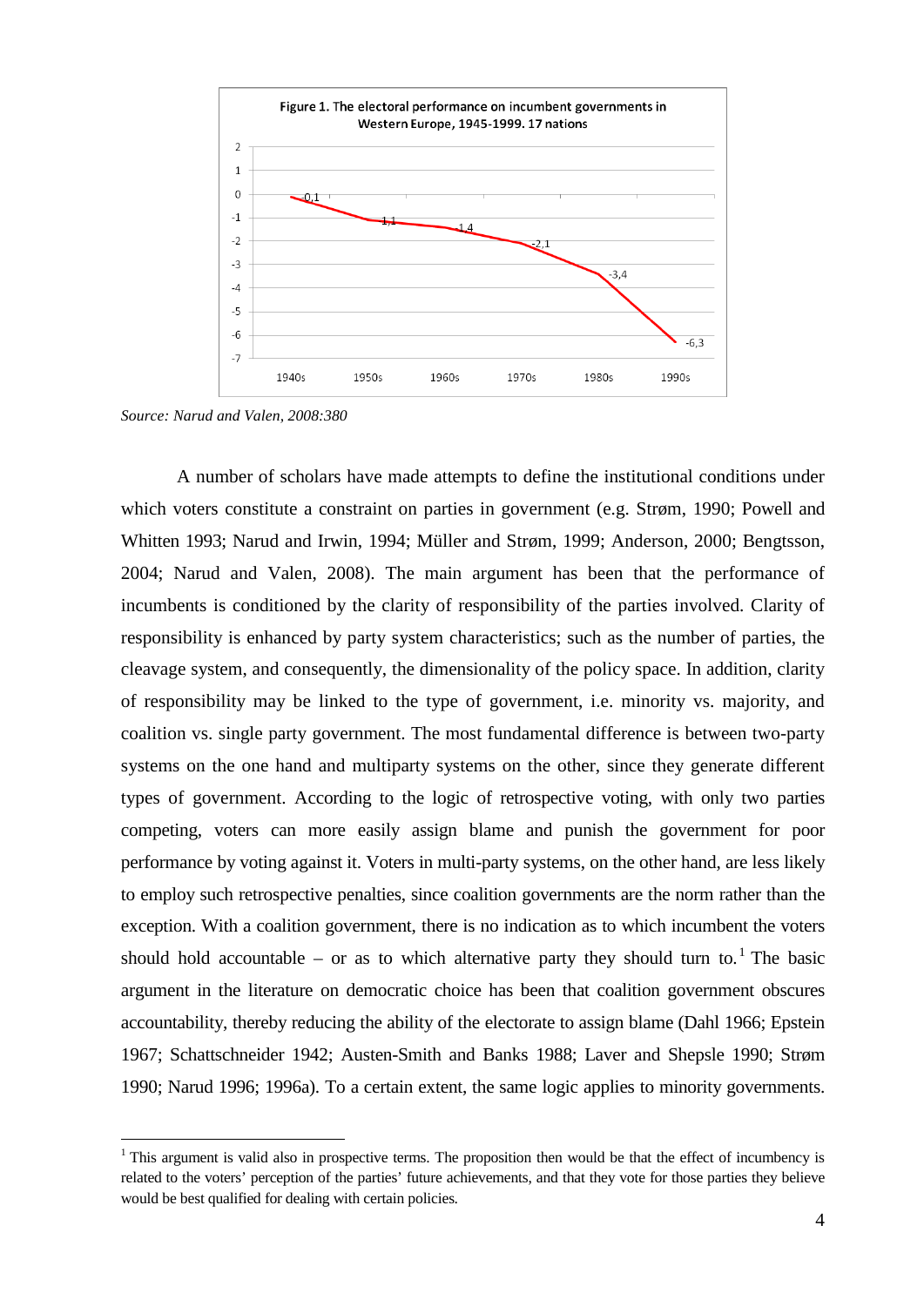Figure 1. The electoral performance on incumbent governments in Western Europe, 1945-1999. 17 nations

*Source: Narud and Valen, 2008:380*

A number of scholars have made attempts to define the institutional conditions under which voters constitute a constraint on parties in government (e.g. Strøm, 1990; Powell and Whitten 1993; Narud and Irwin, 1994; Müller and Strøm, 1999; Anderson, 2000; Bengtsson, 2004; Narud and Valen, 2008). The main argument has been that the performance of incumbents is conditioned by the clarity of responsibility of the parties involved. Clarity of responsibility is enhanced by party system characteristics; such as the number of parties, the cleavage system, and consequently, the dimensionality of the policy space. In addition, clarity of responsibility may be linked to the type of government, i.e. minority vs. majority, and coalition vs. single party government. The most fundamental difference is between two-party systems on the one hand and multiparty systems on the other, since they generate different types of government. According to the logic of retrospective voting, with only two parties competing, voters can more easily assign blame and punish the government for poor performance by voting against it. Voters in multi-party systems, on the other hand, are less likely to employ such retrospective penalties, since coalition governments are the norm rather than the exception. With a coalition government, there is no indication as to which incumbent the voters should hold accountable – or as to which alternative party they should turn to.[1] The basic argument in the literature on democratic choice has been that coalition government obscures accountability, thereby reducing the ability of the electorate to assign blame (Dahl 1966; Epstein 1967; Schattschneider 1942; Austen-Smith and Banks 1988; Laver and Shepsle 1990; Strøm 1990; Narud 1996; 1996a). To a certain extent, the same logic applies to minority governments.

[1] This argument is valid also in prospective terms. The proposition then would be that the effect of incumbency is related to the voters' perception of the parties' future achievements, and that they vote for those parties they believe would be best qualified for dealing with certain policies.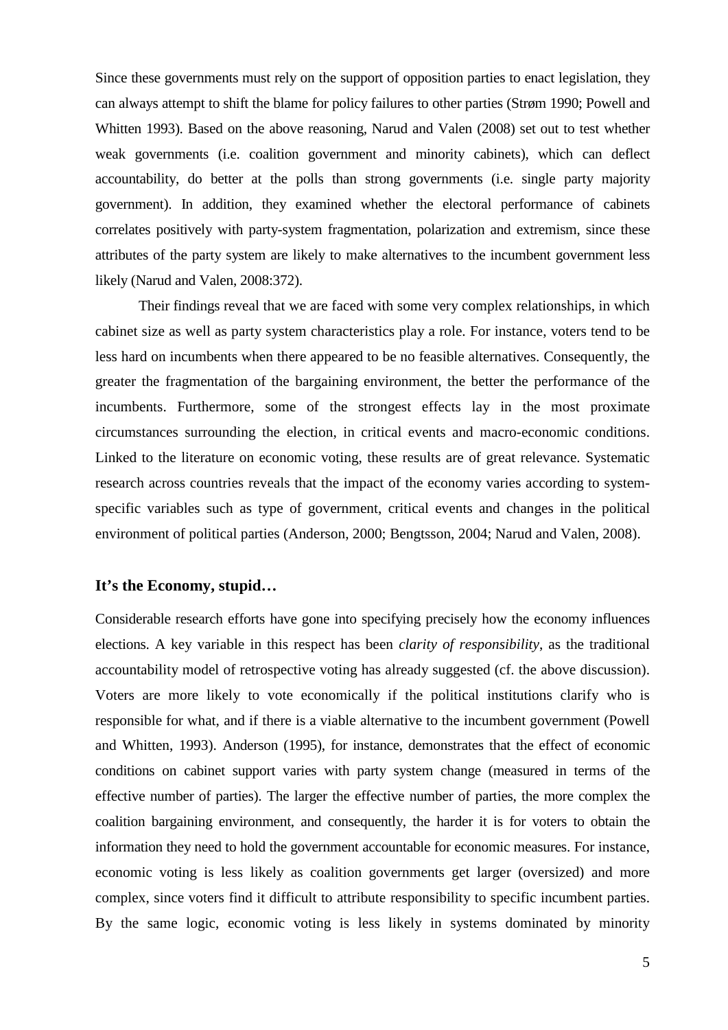Since these governments must rely on the support of opposition parties to enact legislation, they can always attempt to shift the blame for policy failures to other parties (Strøm 1990; Powell and Whitten 1993). Based on the above reasoning, Narud and Valen (2008) set out to test whether weak governments (i.e. coalition government and minority cabinets), which can deflect accountability, do better at the polls than strong governments (i.e. single party majority government). In addition, they examined whether the electoral performance of cabinets correlates positively with party-system fragmentation, polarization and extremism, since these attributes of the party system are likely to make alternatives to the incumbent government less likely (Narud and Valen, 2008:372).

Their findings reveal that we are faced with some very complex relationships, in which cabinet size as well as party system characteristics play a role. For instance, voters tend to be less hard on incumbents when there appeared to be no feasible alternatives. Consequently, the greater the fragmentation of the bargaining environment, the better the performance of the incumbents. Furthermore, some of the strongest effects lay in the most proximate circumstances surrounding the election, in critical events and macro-economic conditions. Linked to the literature on economic voting, these results are of great relevance. Systematic research across countries reveals that the impact of the economy varies according to system-specific variables such as type of government, critical events and changes in the political environment of political parties (Anderson, 2000; Bengtsson, 2004; Narud and Valen, 2008).

## It's the Economy, stupid…

Considerable research efforts have gone into specifying precisely how the economy influences elections. A key variable in this respect has been *clarity of responsibility*, as the traditional accountability model of retrospective voting has already suggested (cf. the above discussion). Voters are more likely to vote economically if the political institutions clarify who is responsible for what, and if there is a viable alternative to the incumbent government (Powell and Whitten, 1993). Anderson (1995), for instance, demonstrates that the effect of economic conditions on cabinet support varies with party system change (measured in terms of the effective number of parties). The larger the effective number of parties, the more complex the coalition bargaining environment, and consequently, the harder it is for voters to obtain the information they need to hold the government accountable for economic measures. For instance, economic voting is less likely as coalition governments get larger (oversized) and more complex, since voters find it difficult to attribute responsibility to specific incumbent parties. By the same logic, economic voting is less likely in systems dominated by minority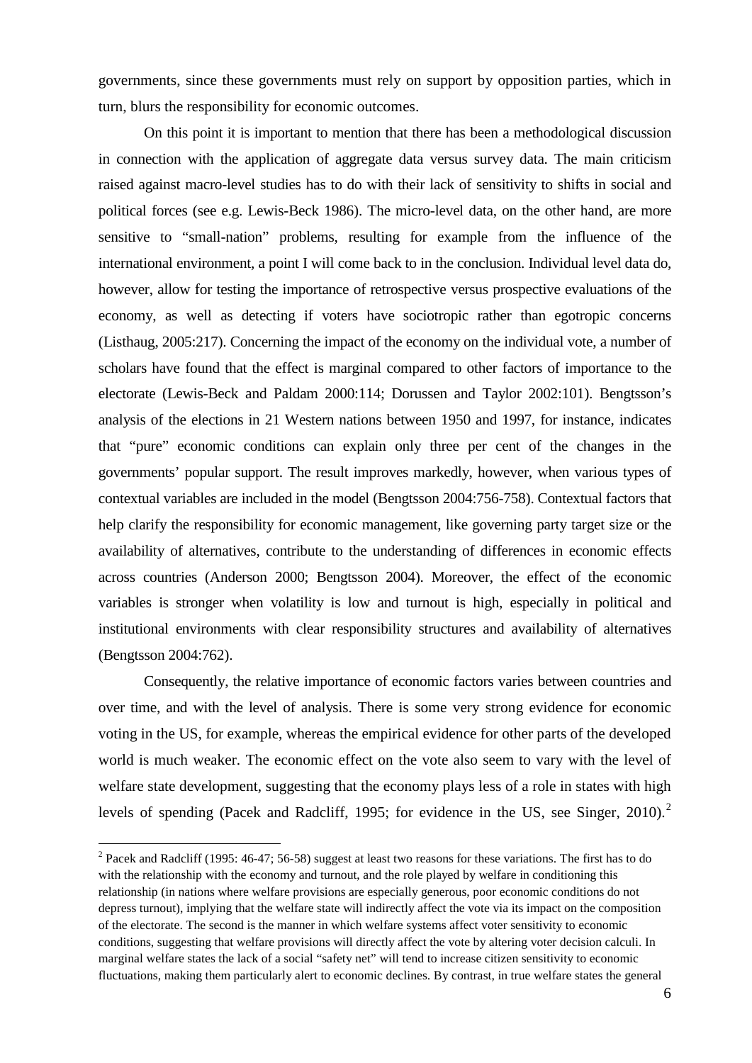governments, since these governments must rely on support by opposition parties, which in turn, blurs the responsibility for economic outcomes.

On this point it is important to mention that there has been a methodological discussion in connection with the application of aggregate data versus survey data. The main criticism raised against macro-level studies has to do with their lack of sensitivity to shifts in social and political forces (see e.g. Lewis-Beck 1986). The micro-level data, on the other hand, are more sensitive to "small-nation" problems, resulting for example from the influence of the international environment, a point I will come back to in the conclusion. Individual level data do, however, allow for testing the importance of retrospective versus prospective evaluations of the economy, as well as detecting if voters have sociotropic rather than egotropic concerns (Listhaug, 2005:217). Concerning the impact of the economy on the individual vote, a number of scholars have found that the effect is marginal compared to other factors of importance to the electorate (Lewis-Beck and Paldam 2000:114; Dorussen and Taylor 2002:101). Bengtsson's analysis of the elections in 21 Western nations between 1950 and 1997, for instance, indicates that "pure" economic conditions can explain only three per cent of the changes in the governments' popular support. The result improves markedly, however, when various types of contextual variables are included in the model (Bengtsson 2004:756-758). Contextual factors that help clarify the responsibility for economic management, like governing party target size or the availability of alternatives, contribute to the understanding of differences in economic effects across countries (Anderson 2000; Bengtsson 2004). Moreover, the effect of the economic variables is stronger when volatility is low and turnout is high, especially in political and institutional environments with clear responsibility structures and availability of alternatives (Bengtsson 2004:762).

Consequently, the relative importance of economic factors varies between countries and over time, and with the level of analysis. There is some very strong evidence for economic voting in the US, for example, whereas the empirical evidence for other parts of the developed world is much weaker. The economic effect on the vote also seem to vary with the level of welfare state development, suggesting that the economy plays less of a role in states with high levels of spending (Pacek and Radcliff, 1995; for evidence in the US, see Singer, 2010).[2]

[2] Pacek and Radcliff (1995: 46-47; 56-58) suggest at least two reasons for these variations. The first has to do with the relationship with the economy and turnout, and the role played by welfare in conditioning this relationship (in nations where welfare provisions are especially generous, poor economic conditions do not depress turnout), implying that the welfare state will indirectly affect the vote via its impact on the composition of the electorate. The second is the manner in which welfare systems affect voter sensitivity to economic conditions, suggesting that welfare provisions will directly affect the vote by altering voter decision calculi. In marginal welfare states the lack of a social "safety net" will tend to increase citizen sensitivity to economic fluctuations, making them particularly alert to economic declines. By contrast, in true welfare states the general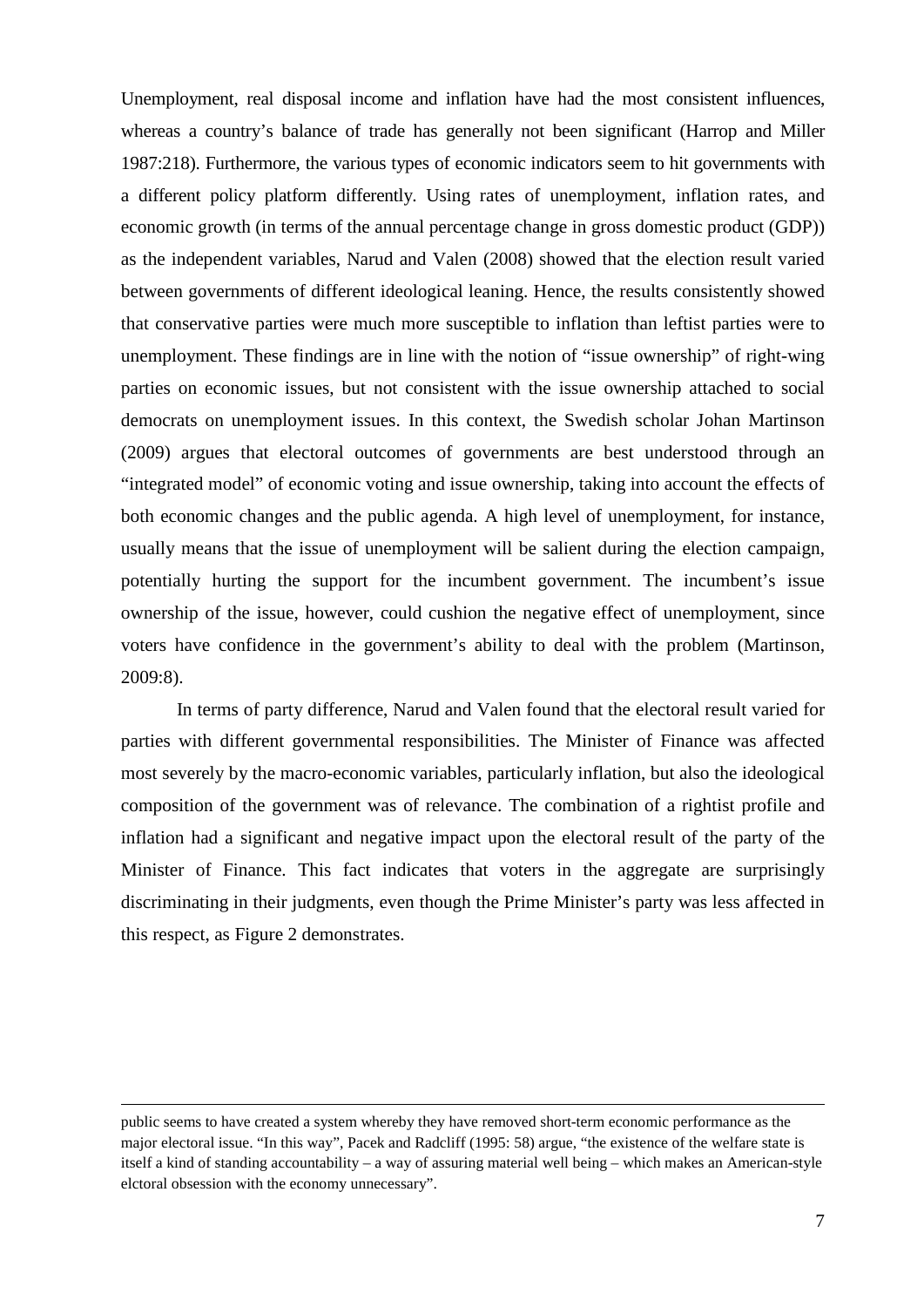Unemployment, real disposal income and inflation have had the most consistent influences, whereas a country's balance of trade has generally not been significant (Harrop and Miller 1987:218). Furthermore, the various types of economic indicators seem to hit governments with a different policy platform differently. Using rates of unemployment, inflation rates, and economic growth (in terms of the annual percentage change in gross domestic product (GDP)) as the independent variables, Narud and Valen (2008) showed that the election result varied between governments of different ideological leaning. Hence, the results consistently showed that conservative parties were much more susceptible to inflation than leftist parties were to unemployment. These findings are in line with the notion of "issue ownership" of right-wing parties on economic issues, but not consistent with the issue ownership attached to social democrats on unemployment issues. In this context, the Swedish scholar Johan Martinson (2009) argues that electoral outcomes of governments are best understood through an "integrated model" of economic voting and issue ownership, taking into account the effects of both economic changes and the public agenda. A high level of unemployment, for instance, usually means that the issue of unemployment will be salient during the election campaign, potentially hurting the support for the incumbent government. The incumbent's issue ownership of the issue, however, could cushion the negative effect of unemployment, since voters have confidence in the government's ability to deal with the problem (Martinson, 2009:8).

In terms of party difference, Narud and Valen found that the electoral result varied for parties with different governmental responsibilities. The Minister of Finance was affected most severely by the macro-economic variables, particularly inflation, but also the ideological composition of the government was of relevance. The combination of a rightist profile and inflation had a significant and negative impact upon the electoral result of the party of the Minister of Finance. This fact indicates that voters in the aggregate are surprisingly discriminating in their judgments, even though the Prime Minister's party was less affected in this respect, as Figure 2 demonstrates.

---

public seems to have created a system whereby they have removed short-term economic performance as the major electoral issue. "In this way", Pacek and Radcliff (1995: 58) argue, "the existence of the welfare state is itself a kind of standing accountability – a way of assuring material well being – which makes an American-style elctoral obsession with the economy unnecessary".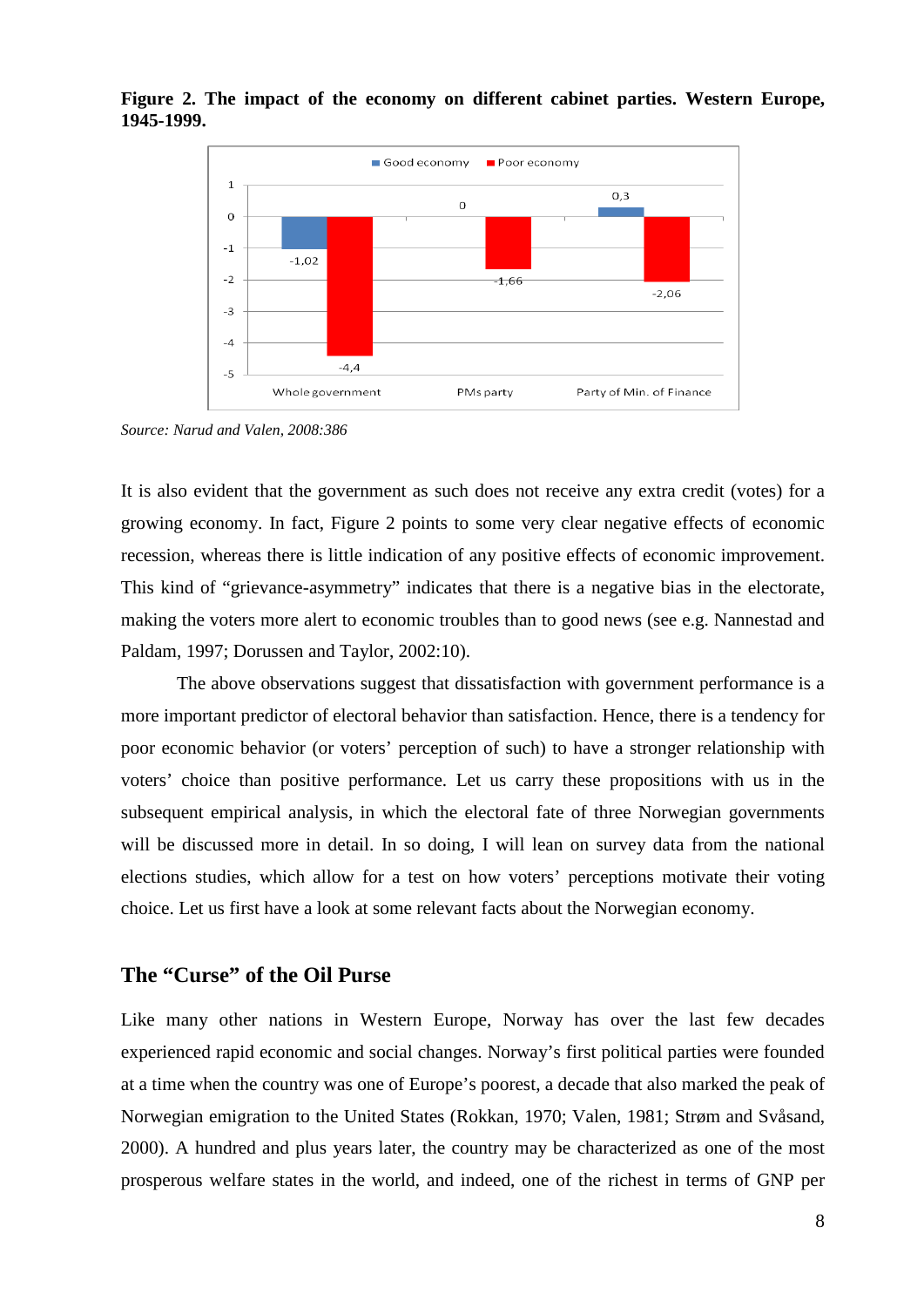**Figure 2. The impact of the economy on different cabinet parties. Western Europe, 1945-1999.**

*Source: Narud and Valen, 2008:386*

It is also evident that the government as such does not receive any extra credit (votes) for a growing economy. In fact, Figure 2 points to some very clear negative effects of economic recession, whereas there is little indication of any positive effects of economic improvement. This kind of "grievance-asymmetry" indicates that there is a negative bias in the electorate, making the voters more alert to economic troubles than to good news (see e.g. Nannestad and Paldam, 1997; Dorussen and Taylor, 2002:10).

The above observations suggest that dissatisfaction with government performance is a more important predictor of electoral behavior than satisfaction. Hence, there is a tendency for poor economic behavior (or voters' perception of such) to have a stronger relationship with voters' choice than positive performance. Let us carry these propositions with us in the subsequent empirical analysis, in which the electoral fate of three Norwegian governments will be discussed more in detail. In so doing, I will lean on survey data from the national elections studies, which allow for a test on how voters' perceptions motivate their voting choice. Let us first have a look at some relevant facts about the Norwegian economy.

## The "Curse" of the Oil Purse

Like many other nations in Western Europe, Norway has over the last few decades experienced rapid economic and social changes. Norway's first political parties were founded at a time when the country was one of Europe's poorest, a decade that also marked the peak of Norwegian emigration to the United States (Rokkan, 1970; Valen, 1981; Strøm and Svåsand, 2000). A hundred and plus years later, the country may be characterized as one of the most prosperous welfare states in the world, and indeed, one of the richest in terms of GNP per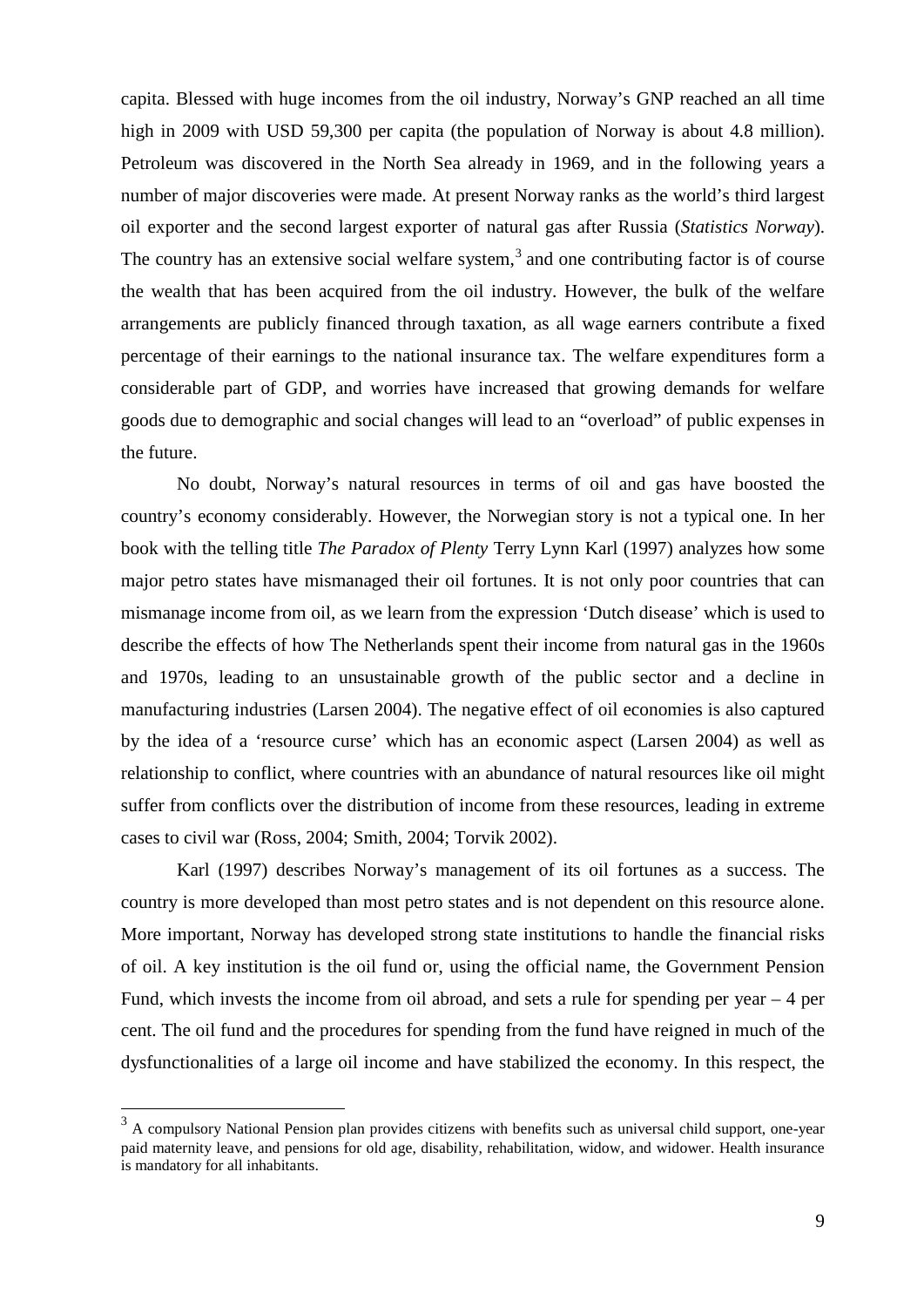capita. Blessed with huge incomes from the oil industry, Norway's GNP reached an all time high in 2009 with USD 59,300 per capita (the population of Norway is about 4.8 million). Petroleum was discovered in the North Sea already in 1969, and in the following years a number of major discoveries were made. At present Norway ranks as the world's third largest oil exporter and the second largest exporter of natural gas after Russia (*Statistics Norway*). The country has an extensive social welfare system,[3] and one contributing factor is of course the wealth that has been acquired from the oil industry. However, the bulk of the welfare arrangements are publicly financed through taxation, as all wage earners contribute a fixed percentage of their earnings to the national insurance tax. The welfare expenditures form a considerable part of GDP, and worries have increased that growing demands for welfare goods due to demographic and social changes will lead to an "overload" of public expenses in the future.

No doubt, Norway's natural resources in terms of oil and gas have boosted the country's economy considerably. However, the Norwegian story is not a typical one. In her book with the telling title *The Paradox of Plenty* Terry Lynn Karl (1997) analyzes how some major petro states have mismanaged their oil fortunes. It is not only poor countries that can mismanage income from oil, as we learn from the expression 'Dutch disease' which is used to describe the effects of how The Netherlands spent their income from natural gas in the 1960s and 1970s, leading to an unsustainable growth of the public sector and a decline in manufacturing industries (Larsen 2004). The negative effect of oil economies is also captured by the idea of a 'resource curse' which has an economic aspect (Larsen 2004) as well as relationship to conflict, where countries with an abundance of natural resources like oil might suffer from conflicts over the distribution of income from these resources, leading in extreme cases to civil war (Ross, 2004; Smith, 2004; Torvik 2002).

Karl (1997) describes Norway's management of its oil fortunes as a success. The country is more developed than most petro states and is not dependent on this resource alone. More important, Norway has developed strong state institutions to handle the financial risks of oil. A key institution is the oil fund or, using the official name, the Government Pension Fund, which invests the income from oil abroad, and sets a rule for spending per year – 4 per cent. The oil fund and the procedures for spending from the fund have reigned in much of the dysfunctionalities of a large oil income and have stabilized the economy. In this respect, the

[3] A compulsory National Pension plan provides citizens with benefits such as universal child support, one-year paid maternity leave, and pensions for old age, disability, rehabilitation, widow, and widower. Health insurance is mandatory for all inhabitants.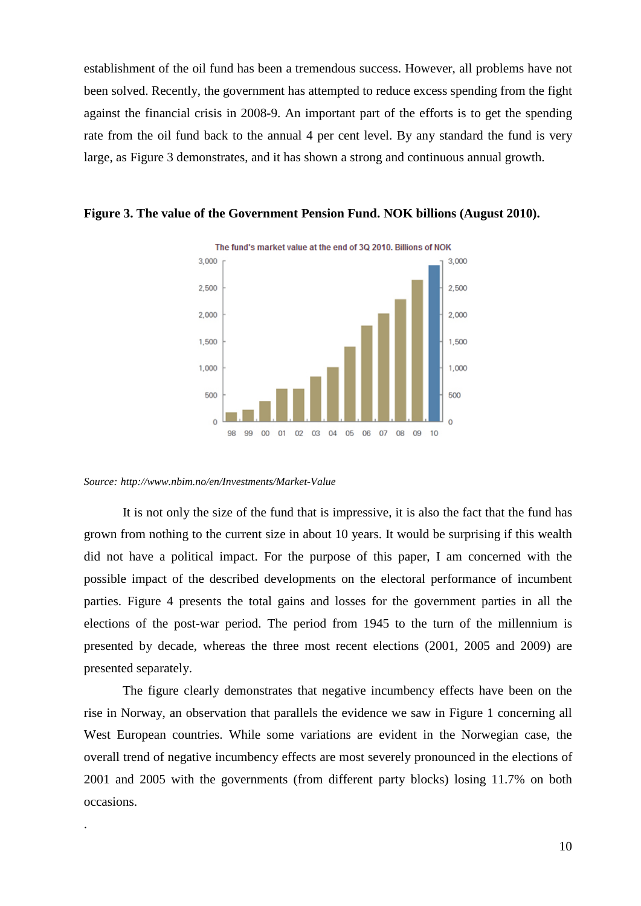establishment of the oil fund has been a tremendous success. However, all problems have not been solved. Recently, the government has attempted to reduce excess spending from the fight against the financial crisis in 2008-9. An important part of the efforts is to get the spending rate from the oil fund back to the annual 4 per cent level. By any standard the fund is very large, as Figure 3 demonstrates, and it has shown a strong and continuous annual growth.

**Figure 3. The value of the Government Pension Fund. NOK billions (August 2010).**

*Source: http://www.nbim.no/en/Investments/Market-Value*

It is not only the size of the fund that is impressive, it is also the fact that the fund has grown from nothing to the current size in about 10 years. It would be surprising if this wealth did not have a political impact. For the purpose of this paper, I am concerned with the possible impact of the described developments on the electoral performance of incumbent parties. Figure 4 presents the total gains and losses for the government parties in all the elections of the post-war period. The period from 1945 to the turn of the millennium is presented by decade, whereas the three most recent elections (2001, 2005 and 2009) are presented separately.

The figure clearly demonstrates that negative incumbency effects have been on the rise in Norway, an observation that parallels the evidence we saw in Figure 1 concerning all West European countries. While some variations are evident in the Norwegian case, the overall trend of negative incumbency effects are most severely pronounced in the elections of 2001 and 2005 with the governments (from different party blocks) losing 11.7% on both occasions.

.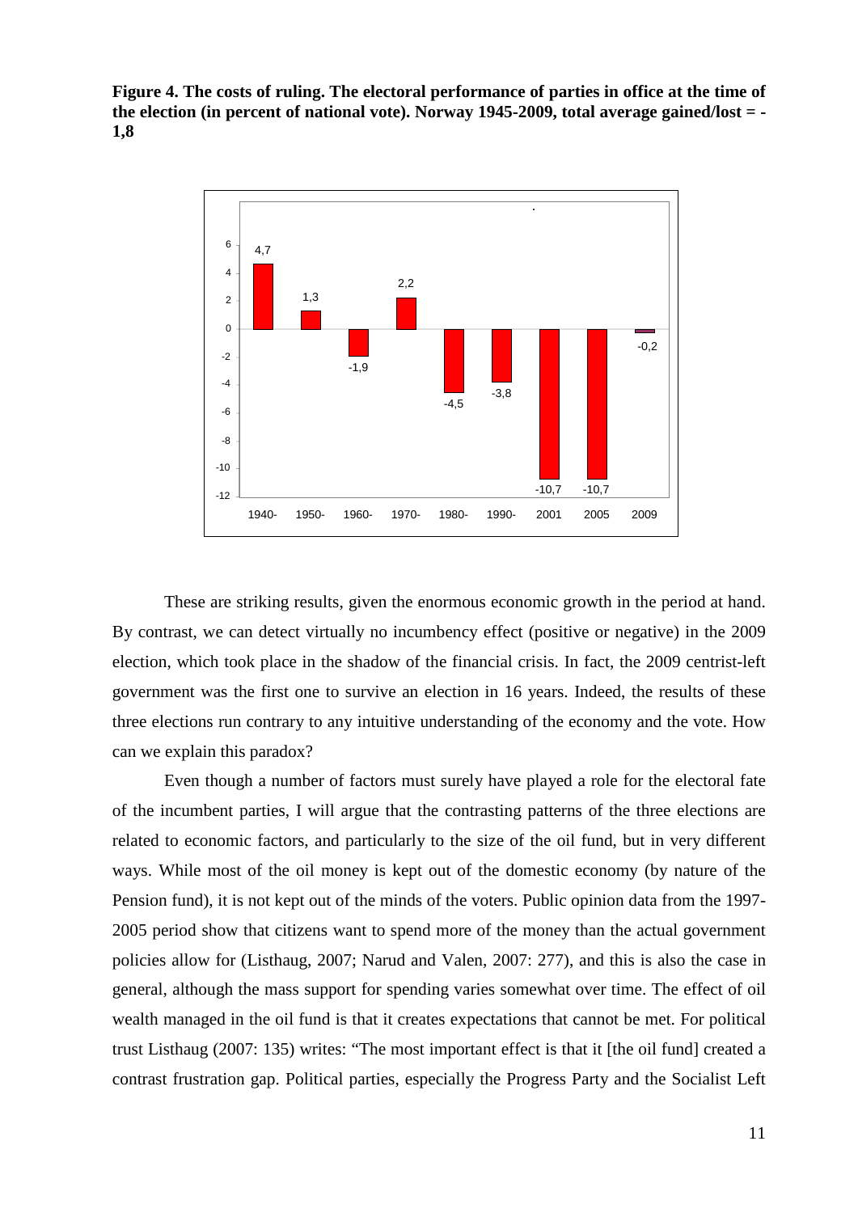**Figure 4. The costs of ruling. The electoral performance of parties in office at the time of the election (in percent of national vote). Norway 1945-2009, total average gained/lost = -1,8**

These are striking results, given the enormous economic growth in the period at hand. By contrast, we can detect virtually no incumbency effect (positive or negative) in the 2009 election, which took place in the shadow of the financial crisis. In fact, the 2009 centrist-left government was the first one to survive an election in 16 years. Indeed, the results of these three elections run contrary to any intuitive understanding of the economy and the vote. How can we explain this paradox?

Even though a number of factors must surely have played a role for the electoral fate of the incumbent parties, I will argue that the contrasting patterns of the three elections are related to economic factors, and particularly to the size of the oil fund, but in very different ways. While most of the oil money is kept out of the domestic economy (by nature of the Pension fund), it is not kept out of the minds of the voters. Public opinion data from the 1997-2005 period show that citizens want to spend more of the money than the actual government policies allow for (Listhaug, 2007; Narud and Valen, 2007: 277), and this is also the case in general, although the mass support for spending varies somewhat over time. The effect of oil wealth managed in the oil fund is that it creates expectations that cannot be met. For political trust Listhaug (2007: 135) writes: "The most important effect is that it [the oil fund] created a contrast frustration gap. Political parties, especially the Progress Party and the Socialist Left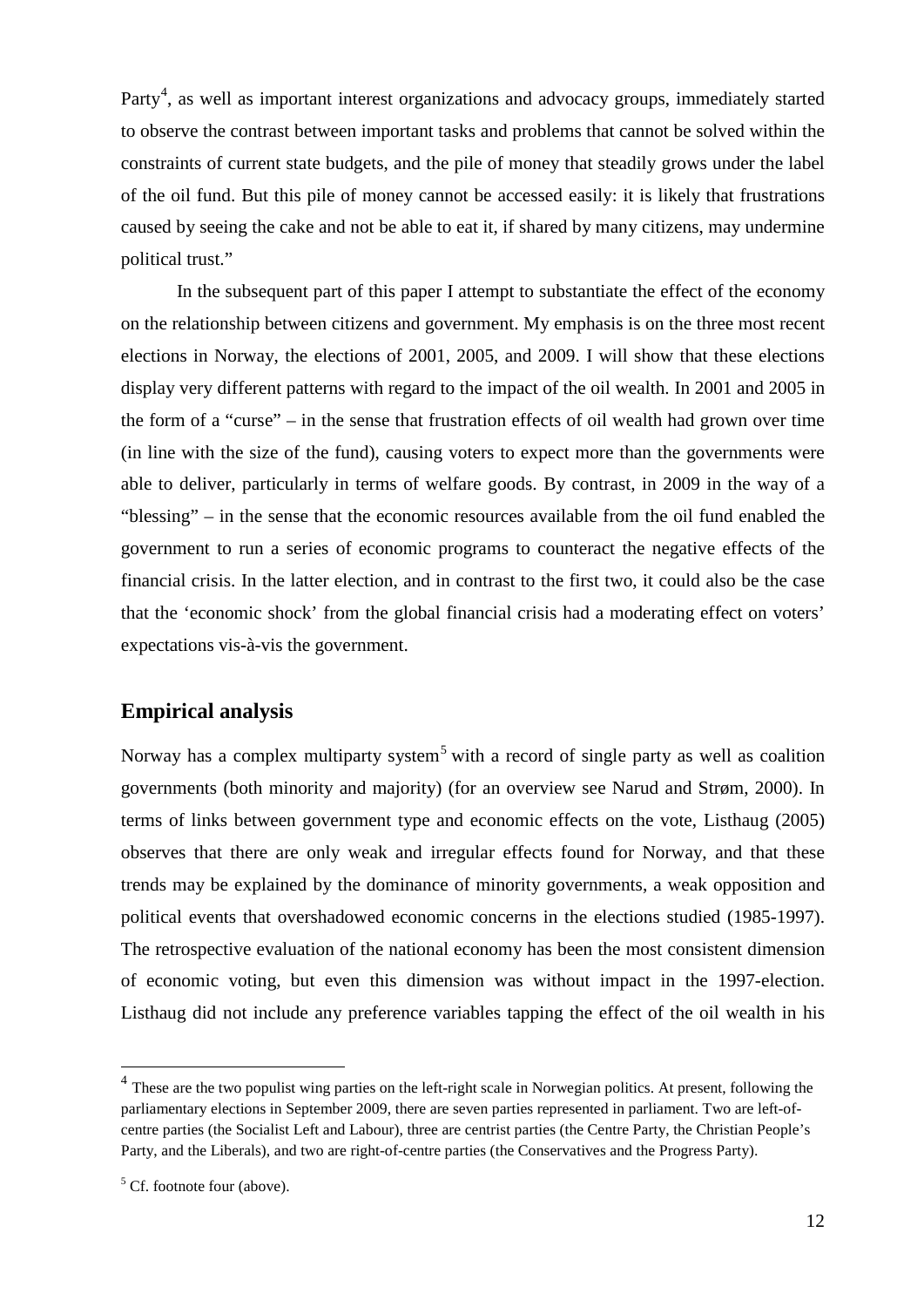Party[4], as well as important interest organizations and advocacy groups, immediately started to observe the contrast between important tasks and problems that cannot be solved within the constraints of current state budgets, and the pile of money that steadily grows under the label of the oil fund. But this pile of money cannot be accessed easily: it is likely that frustrations caused by seeing the cake and not be able to eat it, if shared by many citizens, may undermine political trust."

In the subsequent part of this paper I attempt to substantiate the effect of the economy on the relationship between citizens and government. My emphasis is on the three most recent elections in Norway, the elections of 2001, 2005, and 2009. I will show that these elections display very different patterns with regard to the impact of the oil wealth. In 2001 and 2005 in the form of a "curse" – in the sense that frustration effects of oil wealth had grown over time (in line with the size of the fund), causing voters to expect more than the governments were able to deliver, particularly in terms of welfare goods. By contrast, in 2009 in the way of a "blessing" – in the sense that the economic resources available from the oil fund enabled the government to run a series of economic programs to counteract the negative effects of the financial crisis. In the latter election, and in contrast to the first two, it could also be the case that the 'economic shock' from the global financial crisis had a moderating effect on voters' expectations vis-à-vis the government.

## Empirical analysis

Norway has a complex multiparty system[5] with a record of single party as well as coalition governments (both minority and majority) (for an overview see Narud and Strøm, 2000). In terms of links between government type and economic effects on the vote, Listhaug (2005) observes that there are only weak and irregular effects found for Norway, and that these trends may be explained by the dominance of minority governments, a weak opposition and political events that overshadowed economic concerns in the elections studied (1985-1997). The retrospective evaluation of the national economy has been the most consistent dimension of economic voting, but even this dimension was without impact in the 1997-election. Listhaug did not include any preference variables tapping the effect of the oil wealth in his

---

[4] These are the two populist wing parties on the left-right scale in Norwegian politics. At present, following the parliamentary elections in September 2009, there are seven parties represented in parliament. Two are left-of-centre parties (the Socialist Left and Labour), three are centrist parties (the Centre Party, the Christian People's Party, and the Liberals), and two are right-of-centre parties (the Conservatives and the Progress Party).

[5] Cf. footnote four (above).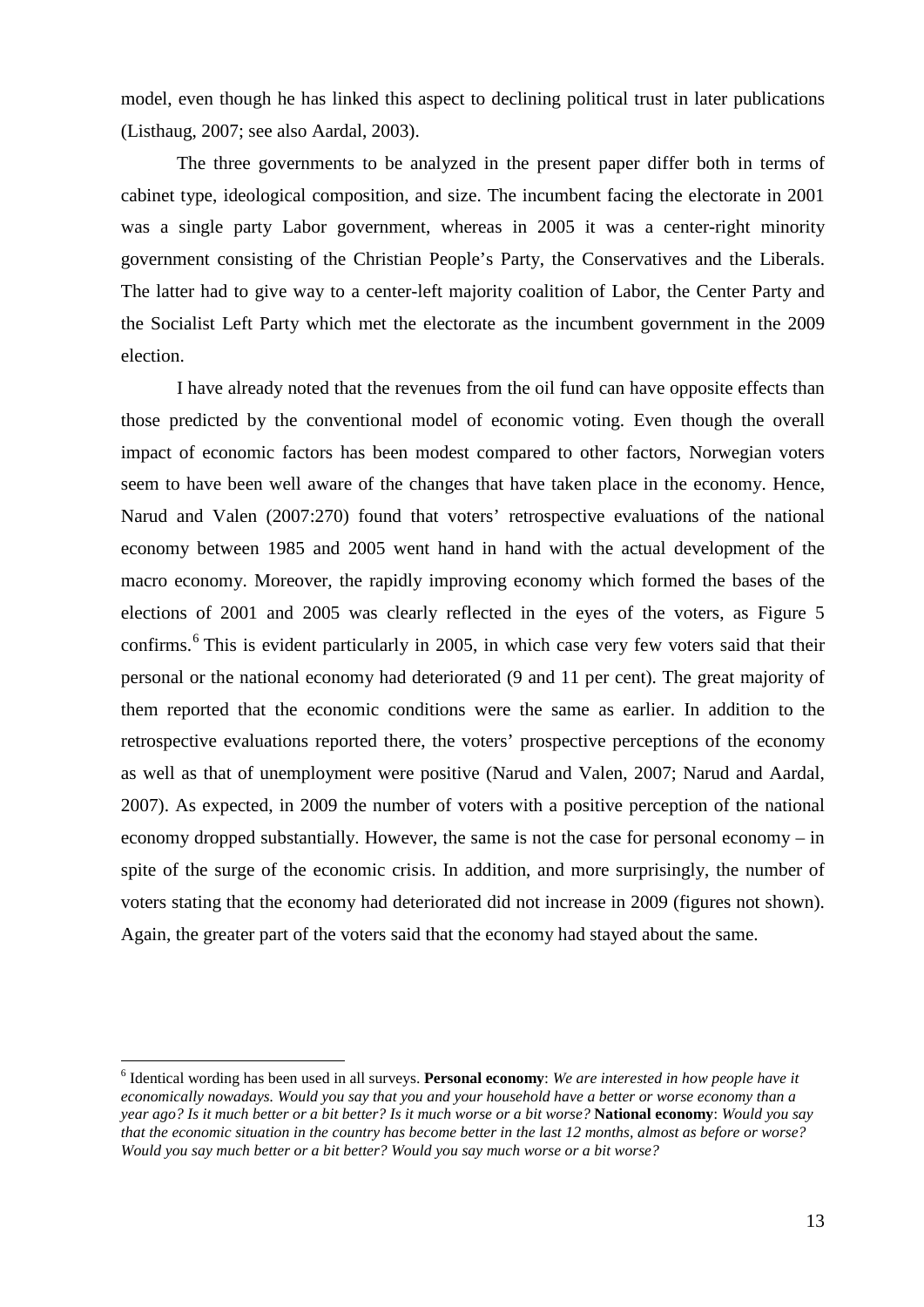model, even though he has linked this aspect to declining political trust in later publications (Listhaug, 2007; see also Aardal, 2003).

The three governments to be analyzed in the present paper differ both in terms of cabinet type, ideological composition, and size. The incumbent facing the electorate in 2001 was a single party Labor government, whereas in 2005 it was a center-right minority government consisting of the Christian People's Party, the Conservatives and the Liberals. The latter had to give way to a center-left majority coalition of Labor, the Center Party and the Socialist Left Party which met the electorate as the incumbent government in the 2009 election.

I have already noted that the revenues from the oil fund can have opposite effects than those predicted by the conventional model of economic voting. Even though the overall impact of economic factors has been modest compared to other factors, Norwegian voters seem to have been well aware of the changes that have taken place in the economy. Hence, Narud and Valen (2007:270) found that voters' retrospective evaluations of the national economy between 1985 and 2005 went hand in hand with the actual development of the macro economy. Moreover, the rapidly improving economy which formed the bases of the elections of 2001 and 2005 was clearly reflected in the eyes of the voters, as Figure 5 confirms.[6] This is evident particularly in 2005, in which case very few voters said that their personal or the national economy had deteriorated (9 and 11 per cent). The great majority of them reported that the economic conditions were the same as earlier. In addition to the retrospective evaluations reported there, the voters' prospective perceptions of the economy as well as that of unemployment were positive (Narud and Valen, 2007; Narud and Aardal, 2007). As expected, in 2009 the number of voters with a positive perception of the national economy dropped substantially. However, the same is not the case for personal economy – in spite of the surge of the economic crisis. In addition, and more surprisingly, the number of voters stating that the economy had deteriorated did not increase in 2009 (figures not shown). Again, the greater part of the voters said that the economy had stayed about the same.

[6] Identical wording has been used in all surveys. **Personal economy**: *We are interested in how people have it economically nowadays. Would you say that you and your household have a better or worse economy than a year ago? Is it much better or a bit better? Is it much worse or a bit worse?* **National economy**: *Would you say that the economic situation in the country has become better in the last 12 months, almost as before or worse? Would you say much better or a bit better? Would you say much worse or a bit worse?*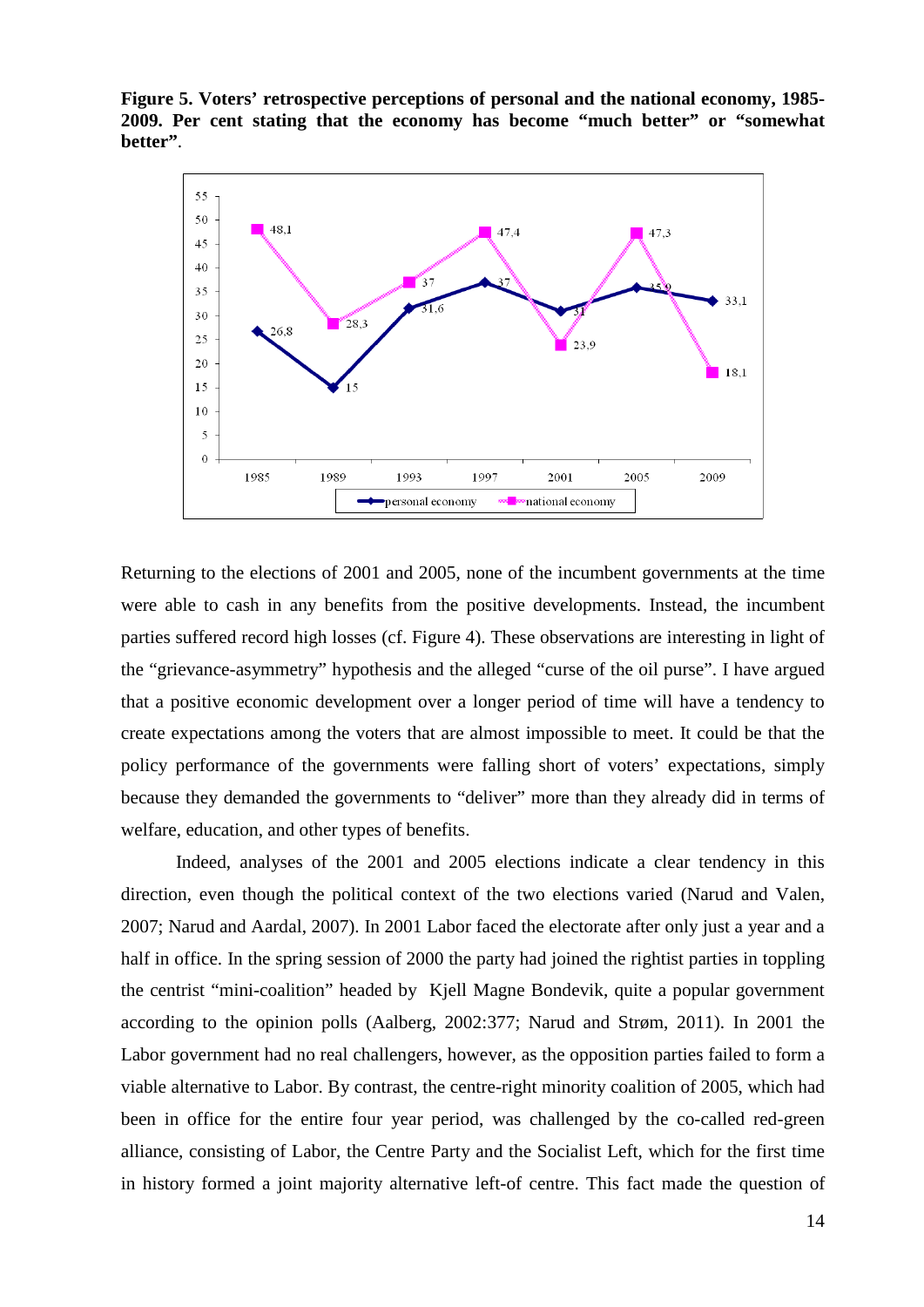**Figure 5. Voters' retrospective perceptions of personal and the national economy, 1985-2009. Per cent stating that the economy has become "much better" or "somewhat better".**

| | 1985 | 1989 | 1993 | 1997 | 2001 | 2005 | 2009 |
|---|---|---|---|---|---|---|---|
| personal economy | 26,8 | 15 | 31,6 | 37 | 31 | 35,9 | 33,1 |
| national economy | 48,1 | 28,3 | 37 | 47,4 | 23,9 | 47,3 | 18,1 |

Returning to the elections of 2001 and 2005, none of the incumbent governments at the time were able to cash in any benefits from the positive developments. Instead, the incumbent parties suffered record high losses (cf. Figure 4). These observations are interesting in light of the "grievance-asymmetry" hypothesis and the alleged "curse of the oil purse". I have argued that a positive economic development over a longer period of time will have a tendency to create expectations among the voters that are almost impossible to meet. It could be that the policy performance of the governments were falling short of voters' expectations, simply because they demanded the governments to "deliver" more than they already did in terms of welfare, education, and other types of benefits.

Indeed, analyses of the 2001 and 2005 elections indicate a clear tendency in this direction, even though the political context of the two elections varied (Narud and Valen, 2007; Narud and Aardal, 2007). In 2001 Labor faced the electorate after only just a year and a half in office. In the spring session of 2000 the party had joined the rightist parties in toppling the centrist "mini-coalition" headed by Kjell Magne Bondevik, quite a popular government according to the opinion polls (Aalberg, 2002:377; Narud and Strøm, 2011). In 2001 the Labor government had no real challengers, however, as the opposition parties failed to form a viable alternative to Labor. By contrast, the centre-right minority coalition of 2005, which had been in office for the entire four year period, was challenged by the co-called red-green alliance, consisting of Labor, the Centre Party and the Socialist Left, which for the first time in history formed a joint majority alternative left-of centre. This fact made the question of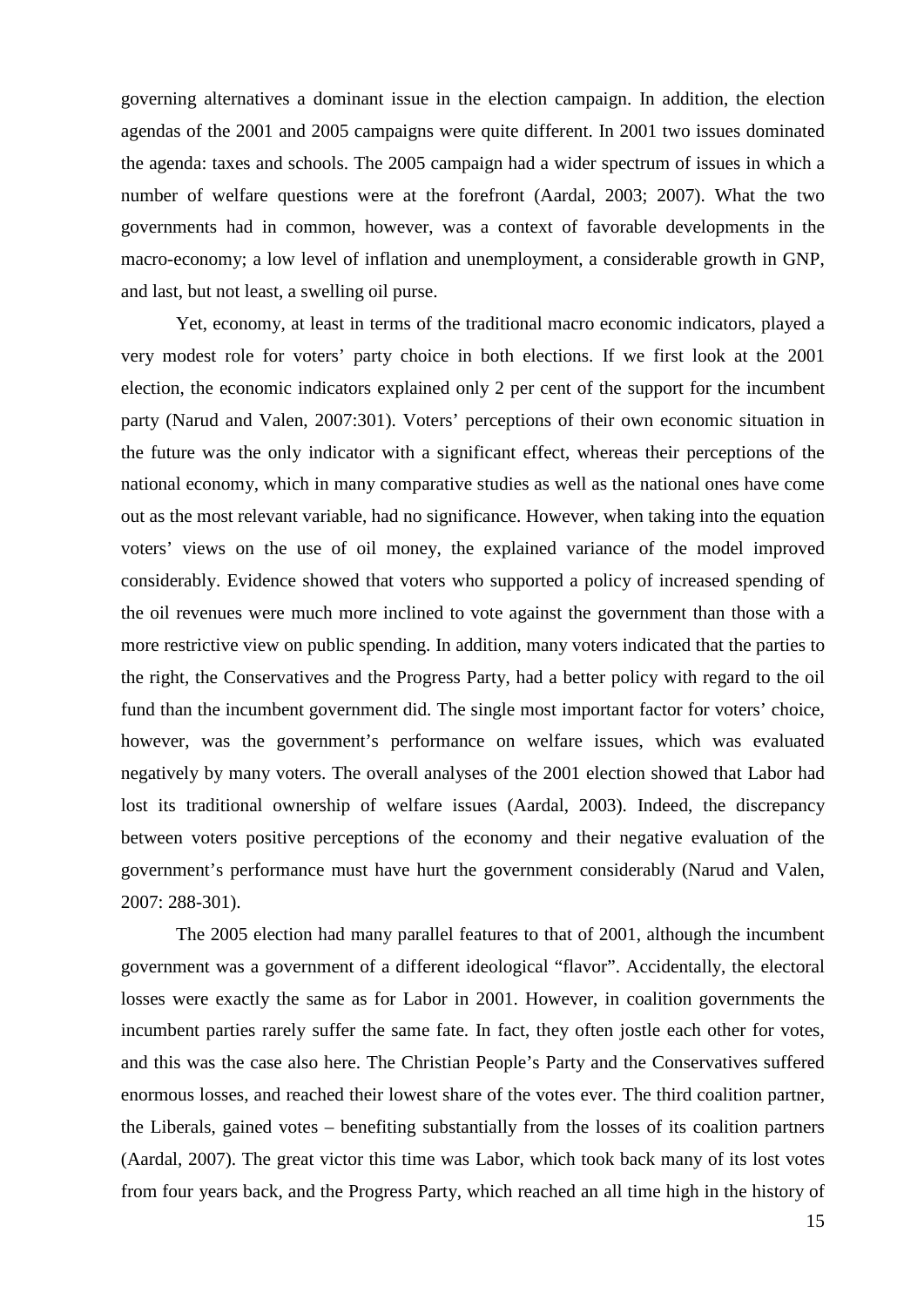governing alternatives a dominant issue in the election campaign. In addition, the election agendas of the 2001 and 2005 campaigns were quite different. In 2001 two issues dominated the agenda: taxes and schools. The 2005 campaign had a wider spectrum of issues in which a number of welfare questions were at the forefront (Aardal, 2003; 2007). What the two governments had in common, however, was a context of favorable developments in the macro-economy; a low level of inflation and unemployment, a considerable growth in GNP, and last, but not least, a swelling oil purse.

Yet, economy, at least in terms of the traditional macro economic indicators, played a very modest role for voters' party choice in both elections. If we first look at the 2001 election, the economic indicators explained only 2 per cent of the support for the incumbent party (Narud and Valen, 2007:301). Voters' perceptions of their own economic situation in the future was the only indicator with a significant effect, whereas their perceptions of the national economy, which in many comparative studies as well as the national ones have come out as the most relevant variable, had no significance. However, when taking into the equation voters' views on the use of oil money, the explained variance of the model improved considerably. Evidence showed that voters who supported a policy of increased spending of the oil revenues were much more inclined to vote against the government than those with a more restrictive view on public spending. In addition, many voters indicated that the parties to the right, the Conservatives and the Progress Party, had a better policy with regard to the oil fund than the incumbent government did. The single most important factor for voters' choice, however, was the government's performance on welfare issues, which was evaluated negatively by many voters. The overall analyses of the 2001 election showed that Labor had lost its traditional ownership of welfare issues (Aardal, 2003). Indeed, the discrepancy between voters positive perceptions of the economy and their negative evaluation of the government's performance must have hurt the government considerably (Narud and Valen, 2007: 288-301).

The 2005 election had many parallel features to that of 2001, although the incumbent government was a government of a different ideological "flavor". Accidentally, the electoral losses were exactly the same as for Labor in 2001. However, in coalition governments the incumbent parties rarely suffer the same fate. In fact, they often jostle each other for votes, and this was the case also here. The Christian People's Party and the Conservatives suffered enormous losses, and reached their lowest share of the votes ever. The third coalition partner, the Liberals, gained votes – benefiting substantially from the losses of its coalition partners (Aardal, 2007). The great victor this time was Labor, which took back many of its lost votes from four years back, and the Progress Party, which reached an all time high in the history of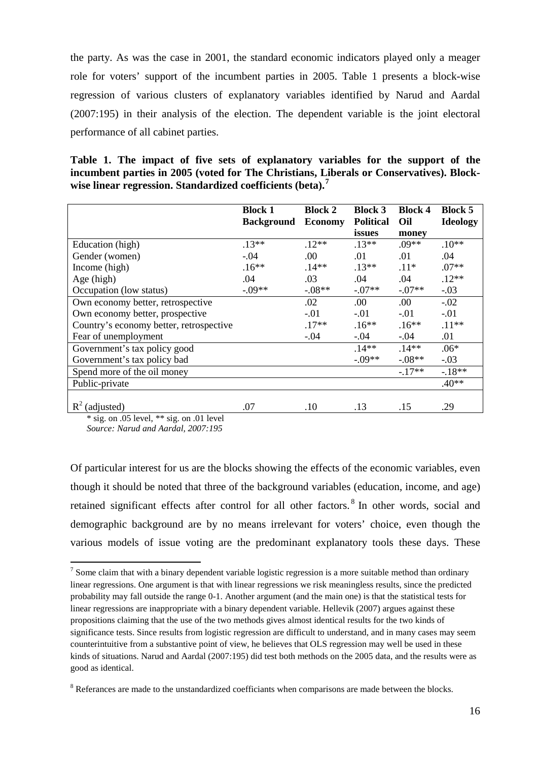the party. As was the case in 2001, the standard economic indicators played only a meager role for voters' support of the incumbent parties in 2005. Table 1 presents a block-wise regression of various clusters of explanatory variables identified by Narud and Aardal (2007:195) in their analysis of the election. The dependent variable is the joint electoral performance of all cabinet parties.

**Table 1. The impact of five sets of explanatory variables for the support of the incumbent parties in 2005 (voted for The Christians, Liberals or Conservatives). Block-wise linear regression. Standardized coefficients (beta).**[7]

| | **Block 1 Background** | **Block 2 Economy** | **Block 3 Political issues** | **Block 4 Oil money** | **Block 5 Ideology** |
|---|---|---|---|---|---|
| Education (high) | .13** | .12** | .13** | .09** | .10** |
| Gender (women) | -.04 | .00 | .01 | .01 | .04 |
| Income (high) | .16** | .14** | .13** | .11* | .07** |
| Age (high) | .04 | .03 | .04 | .04 | .12** |
| Occupation (low status) | -.09** | -.08** | -.07** | -.07** | -.03 |
| Own economy better, retrospective | | .02 | .00 | .00 | -.02 |
| Own economy better, prospective | | -.01 | -.01 | -.01 | -.01 |
| Country's economy better, retrospective | | .17** | .16** | .16** | .11** |
| Fear of unemployment | | -.04 | -.04 | -.04 | .01 |
| Government's tax policy good | | | .14** | .14** | .06* |
| Government's tax policy bad | | | -.09** | -.08** | -.03 |
| Spend more of the oil money | | | | -.17** | -.18** |
| Public-private | | | | | .40** |
| $R^2$ (adjusted) | .07 | .10 | .13 | .15 | .29 |

\* sig. on .05 level, ** sig. on .01 level

*Source: Narud and Aardal, 2007:195*

Of particular interest for us are the blocks showing the effects of the economic variables, even though it should be noted that three of the background variables (education, income, and age) retained significant effects after control for all other factors.[8] In other words, social and demographic background are by no means irrelevant for voters' choice, even though the various models of issue voting are the predominant explanatory tools these days. These

---

[7] Some claim that with a binary dependent variable logistic regression is a more suitable method than ordinary linear regressions. One argument is that with linear regressions we risk meaningless results, since the predicted probability may fall outside the range 0-1. Another argument (and the main one) is that the statistical tests for linear regressions are inappropriate with a binary dependent variable. Hellevik (2007) argues against these propositions claiming that the use of the two methods gives almost identical results for the two kinds of significance tests. Since results from logistic regression are difficult to understand, and in many cases may seem counterintuitive from a substantive point of view, he believes that OLS regression may well be used in these kinds of situations. Narud and Aardal (2007:195) did test both methods on the 2005 data, and the results were as good as identical.

[8] Referances are made to the unstandardized coefficiants when comparisons are made between the blocks.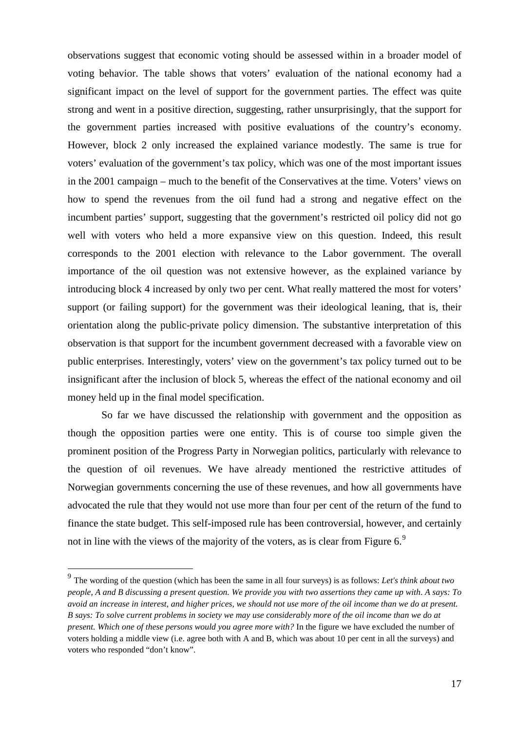observations suggest that economic voting should be assessed within in a broader model of voting behavior. The table shows that voters' evaluation of the national economy had a significant impact on the level of support for the government parties. The effect was quite strong and went in a positive direction, suggesting, rather unsurprisingly, that the support for the government parties increased with positive evaluations of the country's economy. However, block 2 only increased the explained variance modestly. The same is true for voters' evaluation of the government's tax policy, which was one of the most important issues in the 2001 campaign – much to the benefit of the Conservatives at the time. Voters' views on how to spend the revenues from the oil fund had a strong and negative effect on the incumbent parties' support, suggesting that the government's restricted oil policy did not go well with voters who held a more expansive view on this question. Indeed, this result corresponds to the 2001 election with relevance to the Labor government. The overall importance of the oil question was not extensive however, as the explained variance by introducing block 4 increased by only two per cent. What really mattered the most for voters' support (or failing support) for the government was their ideological leaning, that is, their orientation along the public-private policy dimension. The substantive interpretation of this observation is that support for the incumbent government decreased with a favorable view on public enterprises. Interestingly, voters' view on the government's tax policy turned out to be insignificant after the inclusion of block 5, whereas the effect of the national economy and oil money held up in the final model specification.

So far we have discussed the relationship with government and the opposition as though the opposition parties were one entity. This is of course too simple given the prominent position of the Progress Party in Norwegian politics, particularly with relevance to the question of oil revenues. We have already mentioned the restrictive attitudes of Norwegian governments concerning the use of these revenues, and how all governments have advocated the rule that they would not use more than four per cent of the return of the fund to finance the state budget. This self-imposed rule has been controversial, however, and certainly not in line with the views of the majority of the voters, as is clear from Figure 6.[9]

[9] The wording of the question (which has been the same in all four surveys) is as follows: *Let's think about two people, A and B discussing a present question. We provide you with two assertions they came up with. A says: To avoid an increase in interest, and higher prices, we should not use more of the oil income than we do at present. B says: To solve current problems in society we may use considerably more of the oil income than we do at present. Which one of these persons would you agree more with?* In the figure we have excluded the number of voters holding a middle view (i.e. agree both with A and B, which was about 10 per cent in all the surveys) and voters who responded "don't know".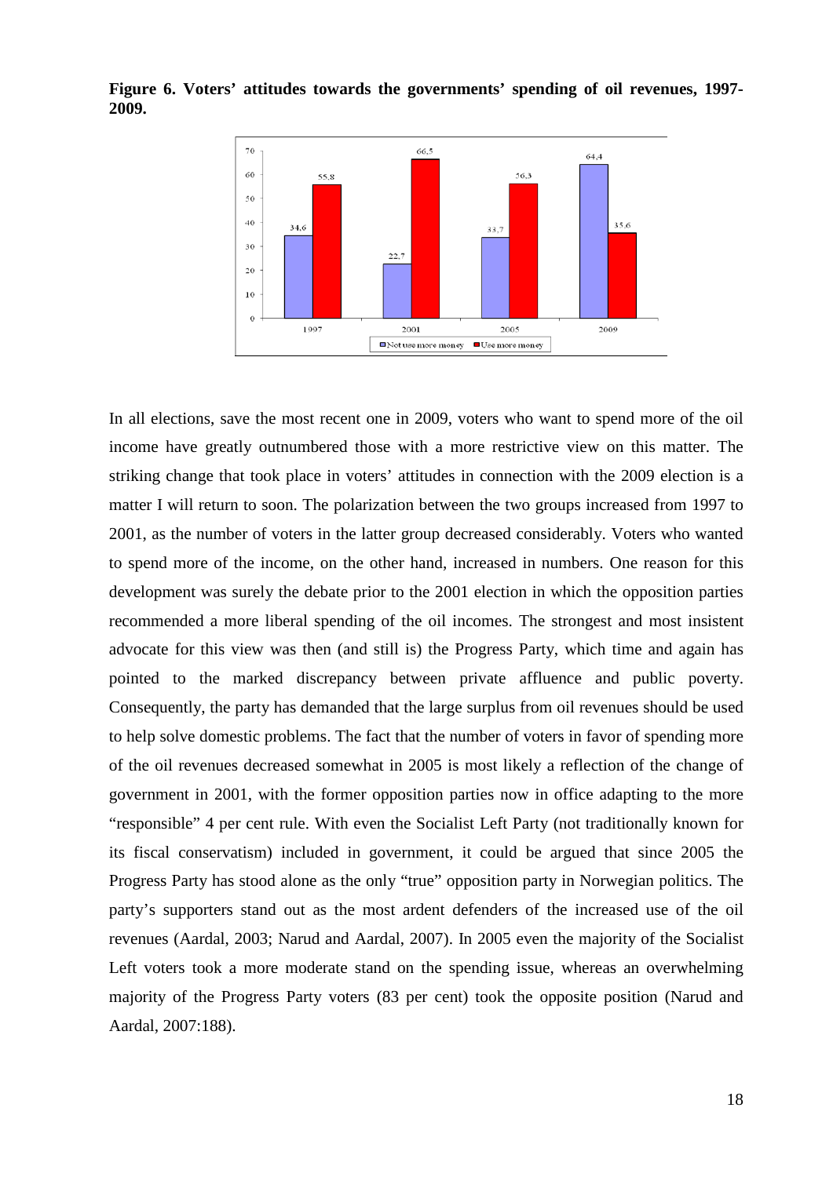**Figure 6. Voters' attitudes towards the governments' spending of oil revenues, 1997-2009.**

In all elections, save the most recent one in 2009, voters who want to spend more of the oil income have greatly outnumbered those with a more restrictive view on this matter. The striking change that took place in voters' attitudes in connection with the 2009 election is a matter I will return to soon. The polarization between the two groups increased from 1997 to 2001, as the number of voters in the latter group decreased considerably. Voters who wanted to spend more of the income, on the other hand, increased in numbers. One reason for this development was surely the debate prior to the 2001 election in which the opposition parties recommended a more liberal spending of the oil incomes. The strongest and most insistent advocate for this view was then (and still is) the Progress Party, which time and again has pointed to the marked discrepancy between private affluence and public poverty. Consequently, the party has demanded that the large surplus from oil revenues should be used to help solve domestic problems. The fact that the number of voters in favor of spending more of the oil revenues decreased somewhat in 2005 is most likely a reflection of the change of government in 2001, with the former opposition parties now in office adapting to the more "responsible" 4 per cent rule. With even the Socialist Left Party (not traditionally known for its fiscal conservatism) included in government, it could be argued that since 2005 the Progress Party has stood alone as the only "true" opposition party in Norwegian politics. The party's supporters stand out as the most ardent defenders of the increased use of the oil revenues (Aardal, 2003; Narud and Aardal, 2007). In 2005 even the majority of the Socialist Left voters took a more moderate stand on the spending issue, whereas an overwhelming majority of the Progress Party voters (83 per cent) took the opposite position (Narud and Aardal, 2007:188).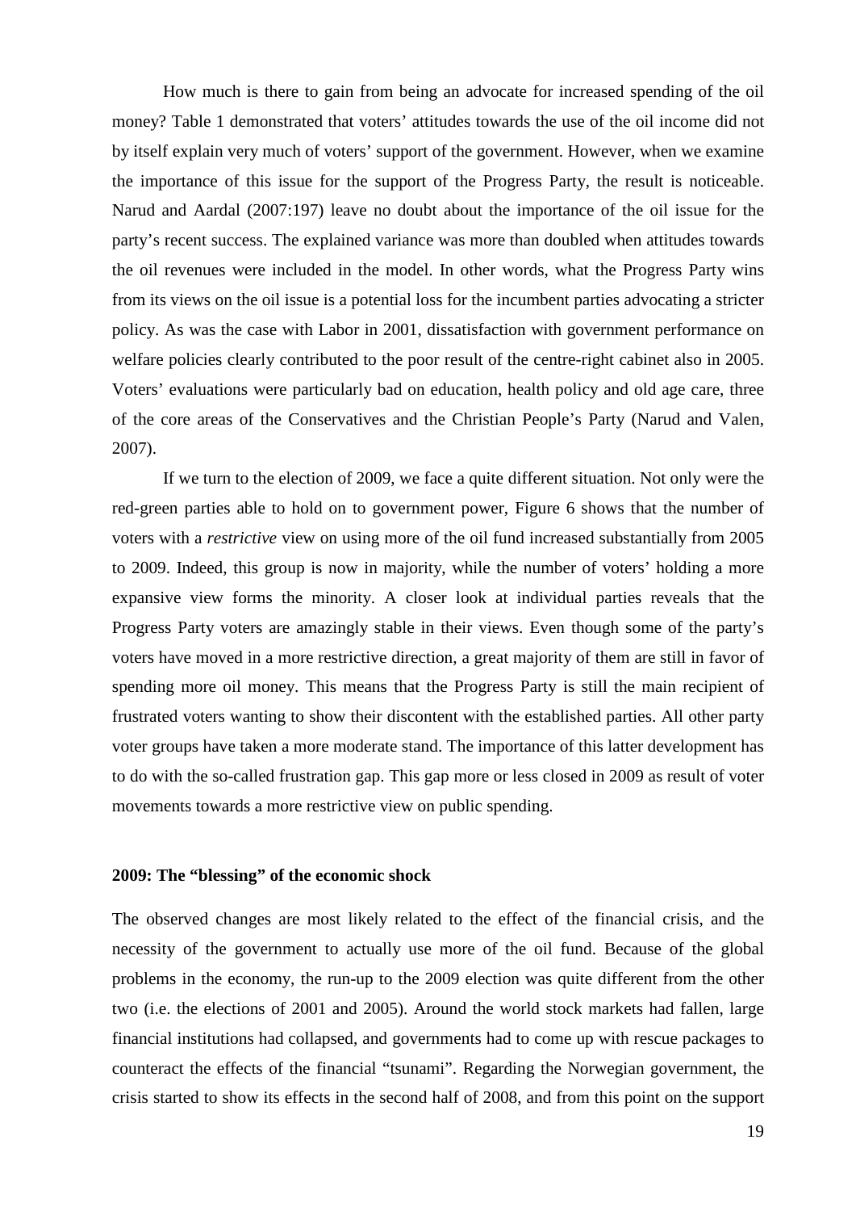How much is there to gain from being an advocate for increased spending of the oil money? Table 1 demonstrated that voters' attitudes towards the use of the oil income did not by itself explain very much of voters' support of the government. However, when we examine the importance of this issue for the support of the Progress Party, the result is noticeable. Narud and Aardal (2007:197) leave no doubt about the importance of the oil issue for the party's recent success. The explained variance was more than doubled when attitudes towards the oil revenues were included in the model. In other words, what the Progress Party wins from its views on the oil issue is a potential loss for the incumbent parties advocating a stricter policy. As was the case with Labor in 2001, dissatisfaction with government performance on welfare policies clearly contributed to the poor result of the centre-right cabinet also in 2005. Voters' evaluations were particularly bad on education, health policy and old age care, three of the core areas of the Conservatives and the Christian People's Party (Narud and Valen, 2007).

If we turn to the election of 2009, we face a quite different situation. Not only were the red-green parties able to hold on to government power, Figure 6 shows that the number of voters with a *restrictive* view on using more of the oil fund increased substantially from 2005 to 2009. Indeed, this group is now in majority, while the number of voters' holding a more expansive view forms the minority. A closer look at individual parties reveals that the Progress Party voters are amazingly stable in their views. Even though some of the party's voters have moved in a more restrictive direction, a great majority of them are still in favor of spending more oil money. This means that the Progress Party is still the main recipient of frustrated voters wanting to show their discontent with the established parties. All other party voter groups have taken a more moderate stand. The importance of this latter development has to do with the so-called frustration gap. This gap more or less closed in 2009 as result of voter movements towards a more restrictive view on public spending.

**2009: The "blessing" of the economic shock**

The observed changes are most likely related to the effect of the financial crisis, and the necessity of the government to actually use more of the oil fund. Because of the global problems in the economy, the run-up to the 2009 election was quite different from the other two (i.e. the elections of 2001 and 2005). Around the world stock markets had fallen, large financial institutions had collapsed, and governments had to come up with rescue packages to counteract the effects of the financial "tsunami". Regarding the Norwegian government, the crisis started to show its effects in the second half of 2008, and from this point on the support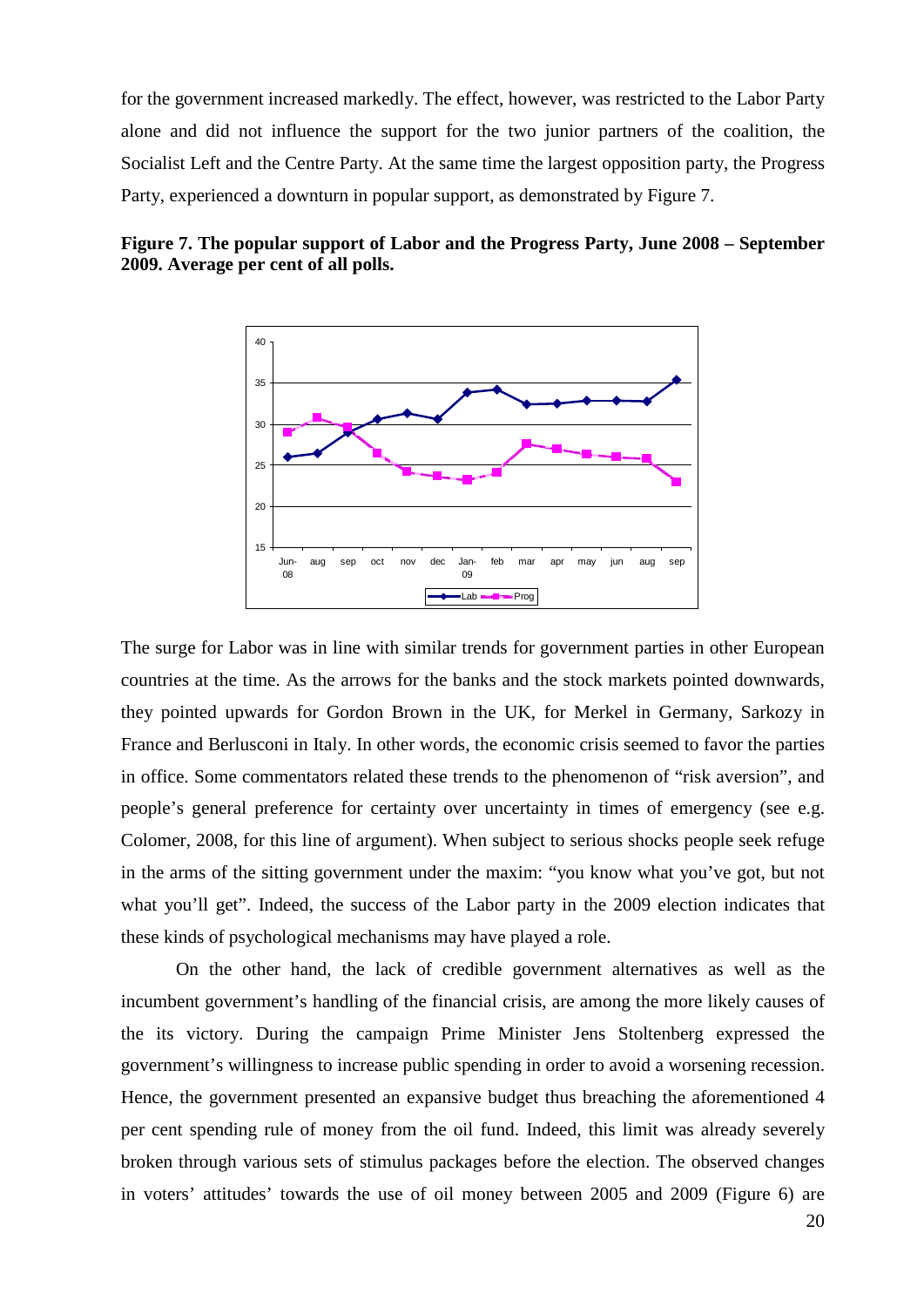for the government increased markedly. The effect, however, was restricted to the Labor Party alone and did not influence the support for the two junior partners of the coalition, the Socialist Left and the Centre Party. At the same time the largest opposition party, the Progress Party, experienced a downturn in popular support, as demonstrated by Figure 7.

**Figure 7. The popular support of Labor and the Progress Party, June 2008 – September 2009. Average per cent of all polls.**

The surge for Labor was in line with similar trends for government parties in other European countries at the time. As the arrows for the banks and the stock markets pointed downwards, they pointed upwards for Gordon Brown in the UK, for Merkel in Germany, Sarkozy in France and Berlusconi in Italy. In other words, the economic crisis seemed to favor the parties in office. Some commentators related these trends to the phenomenon of "risk aversion", and people's general preference for certainty over uncertainty in times of emergency (see e.g. Colomer, 2008, for this line of argument). When subject to serious shocks people seek refuge in the arms of the sitting government under the maxim: "you know what you've got, but not what you'll get". Indeed, the success of the Labor party in the 2009 election indicates that these kinds of psychological mechanisms may have played a role.

On the other hand, the lack of credible government alternatives as well as the incumbent government's handling of the financial crisis, are among the more likely causes of the its victory. During the campaign Prime Minister Jens Stoltenberg expressed the government's willingness to increase public spending in order to avoid a worsening recession. Hence, the government presented an expansive budget thus breaching the aforementioned 4 per cent spending rule of money from the oil fund. Indeed, this limit was already severely broken through various sets of stimulus packages before the election. The observed changes in voters' attitudes' towards the use of oil money between 2005 and 2009 (Figure 6) are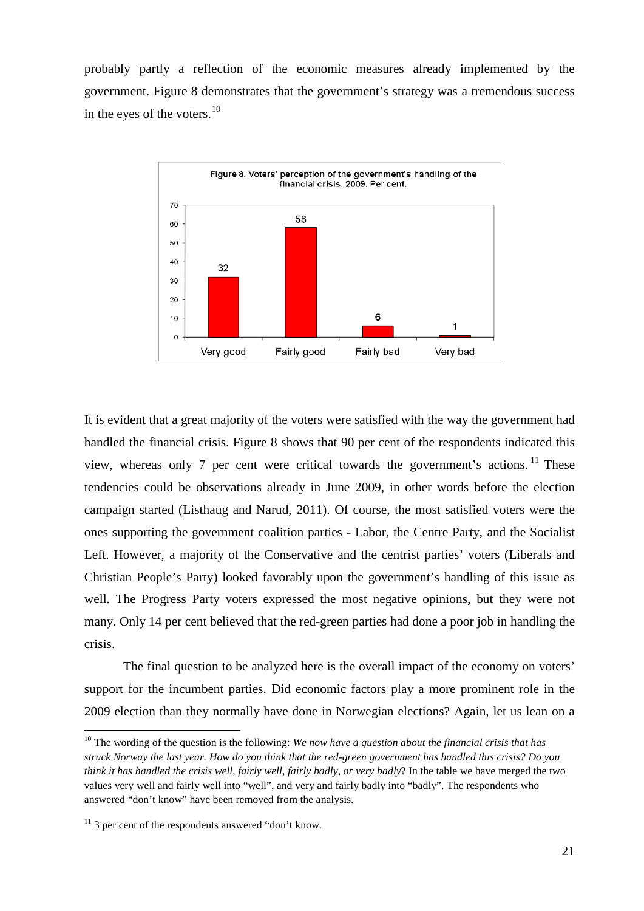probably partly a reflection of the economic measures already implemented by the government. Figure 8 demonstrates that the government's strategy was a tremendous success in the eyes of the voters.[10]

Figure 8. Voters' perception of the government's handling of the financial crisis, 2009. Per cent.

| Very good | Fairly good | Fairly bad | Very bad |
|---|---|---|---|
| 32 | 58 | 6 | 1 |

It is evident that a great majority of the voters were satisfied with the way the government had handled the financial crisis. Figure 8 shows that 90 per cent of the respondents indicated this view, whereas only 7 per cent were critical towards the government's actions.[11] These tendencies could be observations already in June 2009, in other words before the election campaign started (Listhaug and Narud, 2011). Of course, the most satisfied voters were the ones supporting the government coalition parties - Labor, the Centre Party, and the Socialist Left. However, a majority of the Conservative and the centrist parties' voters (Liberals and Christian People's Party) looked favorably upon the government's handling of this issue as well. The Progress Party voters expressed the most negative opinions, but they were not many. Only 14 per cent believed that the red-green parties had done a poor job in handling the crisis.

The final question to be analyzed here is the overall impact of the economy on voters' support for the incumbent parties. Did economic factors play a more prominent role in the 2009 election than they normally have done in Norwegian elections? Again, let us lean on a

---

[10] The wording of the question is the following: *We now have a question about the financial crisis that has struck Norway the last year. How do you think that the red-green government has handled this crisis? Do you think it has handled the crisis well, fairly well, fairly badly, or very badly*? In the table we have merged the two values very well and fairly well into "well", and very and fairly badly into "badly". The respondents who answered "don't know" have been removed from the analysis.

[11] 3 per cent of the respondents answered "don't know.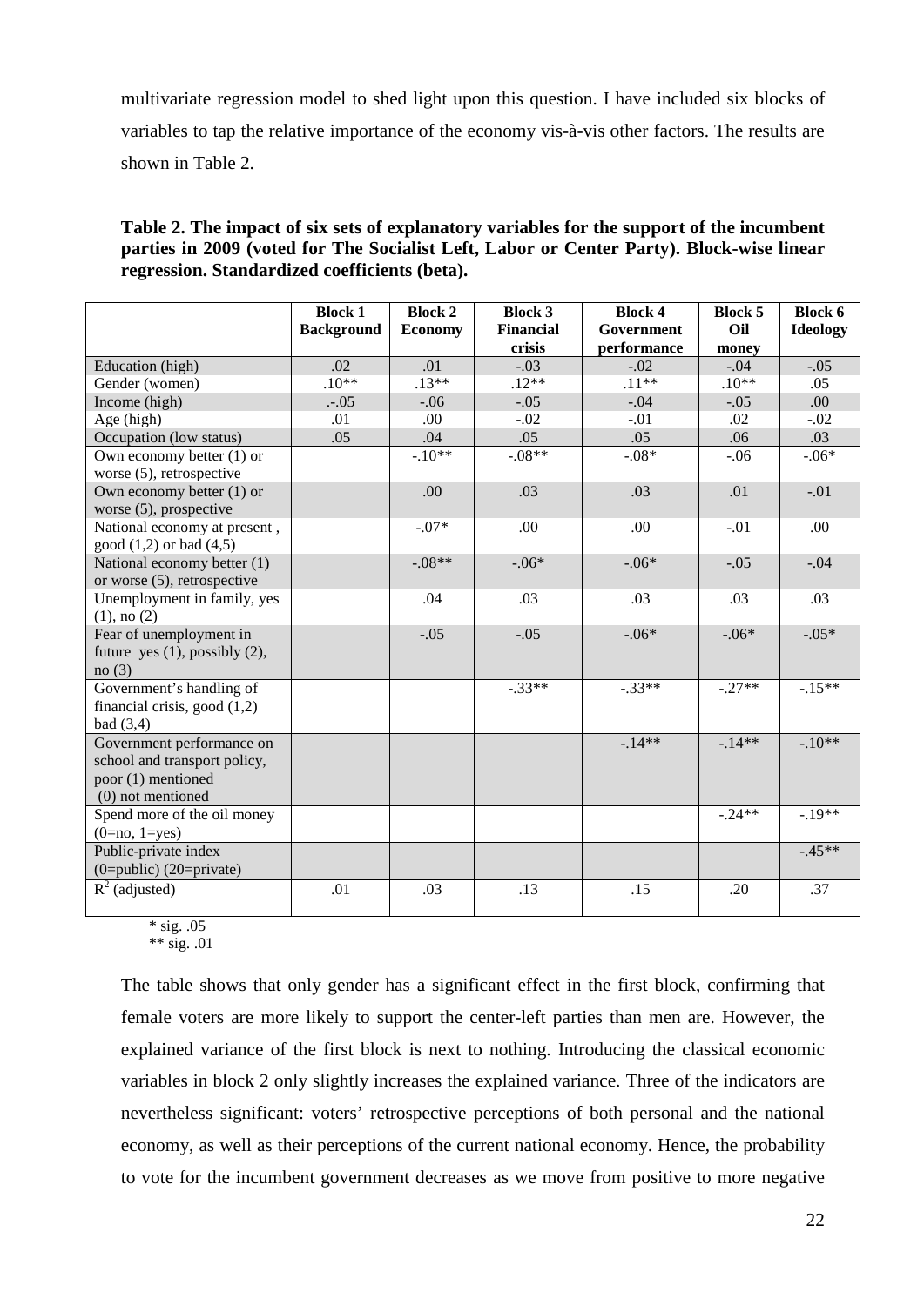multivariate regression model to shed light upon this question. I have included six blocks of variables to tap the relative importance of the economy vis-à-vis other factors. The results are shown in Table 2.

**Table 2. The impact of six sets of explanatory variables for the support of the incumbent parties in 2009 (voted for The Socialist Left, Labor or Center Party). Block-wise linear regression. Standardized coefficients (beta).**

| | **Block 1 Background** | **Block 2 Economy** | **Block 3 Financial crisis** | **Block 4 Government performance** | **Block 5 Oil money** | **Block 6 Ideology** |
|---|---|---|---|---|---|---|
| Education (high) | .02 | .01 | -.03 | -.02 | -.04 | -.05 |
| Gender (women) | .10** | .13** | .12** | .11** | .10** | .05 |
| Income (high) | .-.05 | -.06 | -.05 | -.04 | -.05 | .00 |
| Age (high) | .01 | .00 | -.02 | -.01 | .02 | -.02 |
| Occupation (low status) | .05 | .04 | .05 | .05 | .06 | .03 |
| Own economy better (1) or worse (5), retrospective | | -.10** | -.08** | -.08* | -.06 | -.06* |
| Own economy better (1) or worse (5), prospective | | .00 | .03 | .03 | .01 | -.01 |
| National economy at present , good (1,2) or bad (4,5) | | -.07* | .00 | .00 | -.01 | .00 |
| National economy better (1) or worse (5), retrospective | | -.08** | -.06* | -.06* | -.05 | -.04 |
| Unemployment in family, yes (1), no (2) | | .04 | .03 | .03 | .03 | .03 |
| Fear of unemployment in future yes (1), possibly (2), no (3) | | -.05 | -.05 | -.06* | -.06* | -.05* |
| Government's handling of financial crisis, good (1,2) bad (3,4) | | | -.33** | -.33** | -.27** | -.15** |
| Government performance on school and transport policy, poor (1) mentioned (0) not mentioned | | | | -.14** | -.14** | -.10** |
| Spend more of the oil money (0=no, 1=yes) | | | | | -.24** | -.19** |
| Public-private index (0=public) (20=private) | | | | | | -.45** |
| $R^2$ (adjusted) | .01 | .03 | .13 | .15 | .20 | .37 |

\* sig. .05
\** sig. .01

The table shows that only gender has a significant effect in the first block, confirming that female voters are more likely to support the center-left parties than men are. However, the explained variance of the first block is next to nothing. Introducing the classical economic variables in block 2 only slightly increases the explained variance. Three of the indicators are nevertheless significant: voters' retrospective perceptions of both personal and the national economy, as well as their perceptions of the current national economy. Hence, the probability to vote for the incumbent government decreases as we move from positive to more negative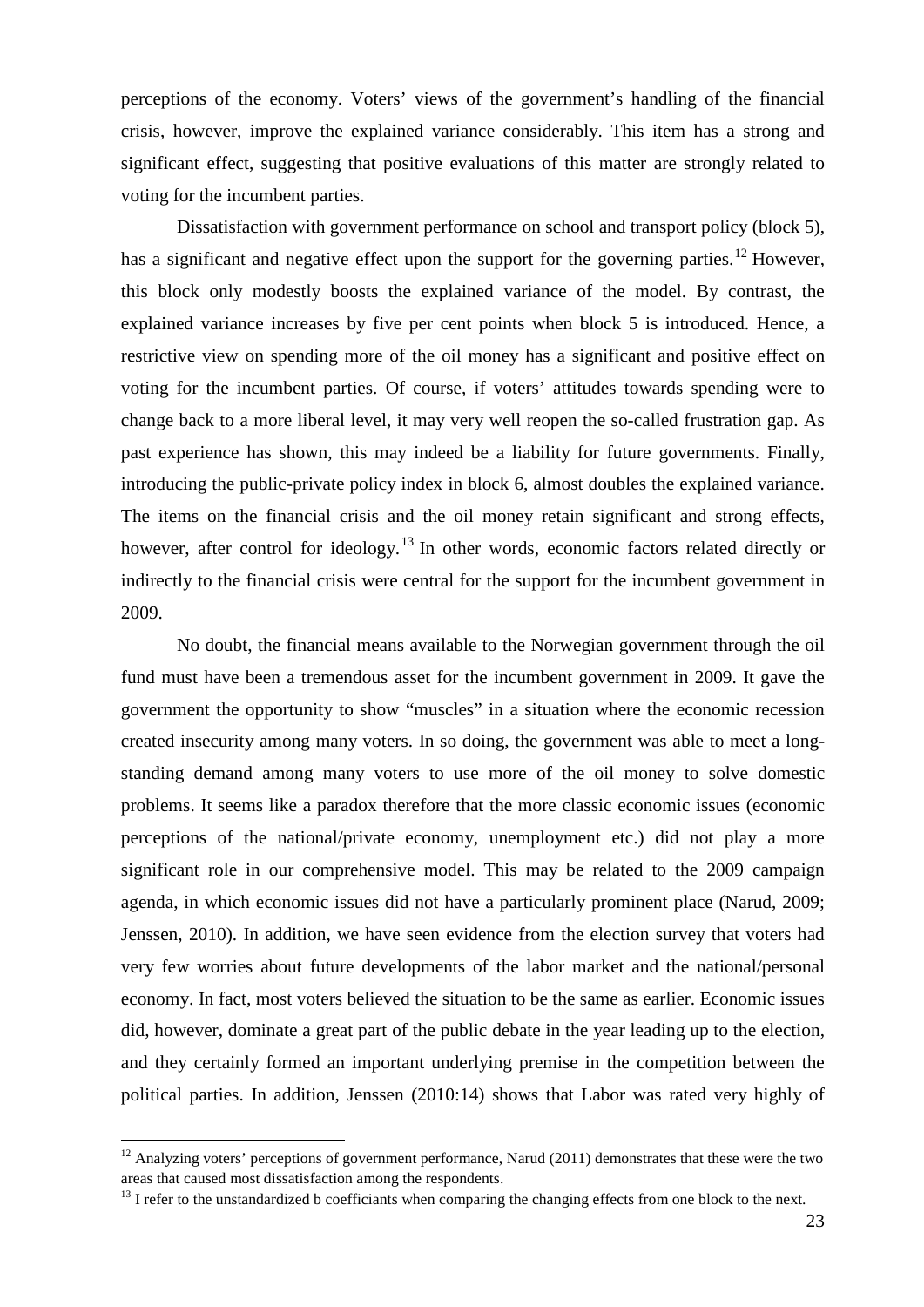perceptions of the economy. Voters' views of the government's handling of the financial crisis, however, improve the explained variance considerably. This item has a strong and significant effect, suggesting that positive evaluations of this matter are strongly related to voting for the incumbent parties.

Dissatisfaction with government performance on school and transport policy (block 5), has a significant and negative effect upon the support for the governing parties.[12] However, this block only modestly boosts the explained variance of the model. By contrast, the explained variance increases by five per cent points when block 5 is introduced. Hence, a restrictive view on spending more of the oil money has a significant and positive effect on voting for the incumbent parties. Of course, if voters' attitudes towards spending were to change back to a more liberal level, it may very well reopen the so-called frustration gap. As past experience has shown, this may indeed be a liability for future governments. Finally, introducing the public-private policy index in block 6, almost doubles the explained variance. The items on the financial crisis and the oil money retain significant and strong effects, however, after control for ideology.[13] In other words, economic factors related directly or indirectly to the financial crisis were central for the support for the incumbent government in 2009.

No doubt, the financial means available to the Norwegian government through the oil fund must have been a tremendous asset for the incumbent government in 2009. It gave the government the opportunity to show "muscles" in a situation where the economic recession created insecurity among many voters. In so doing, the government was able to meet a long-standing demand among many voters to use more of the oil money to solve domestic problems. It seems like a paradox therefore that the more classic economic issues (economic perceptions of the national/private economy, unemployment etc.) did not play a more significant role in our comprehensive model. This may be related to the 2009 campaign agenda, in which economic issues did not have a particularly prominent place (Narud, 2009; Jenssen, 2010). In addition, we have seen evidence from the election survey that voters had very few worries about future developments of the labor market and the national/personal economy. In fact, most voters believed the situation to be the same as earlier. Economic issues did, however, dominate a great part of the public debate in the year leading up to the election, and they certainly formed an important underlying premise in the competition between the political parties. In addition, Jenssen (2010:14) shows that Labor was rated very highly of

---

[12] Analyzing voters' perceptions of government performance, Narud (2011) demonstrates that these were the two areas that caused most dissatisfaction among the respondents.

[13] I refer to the unstandardized b coefficiants when comparing the changing effects from one block to the next.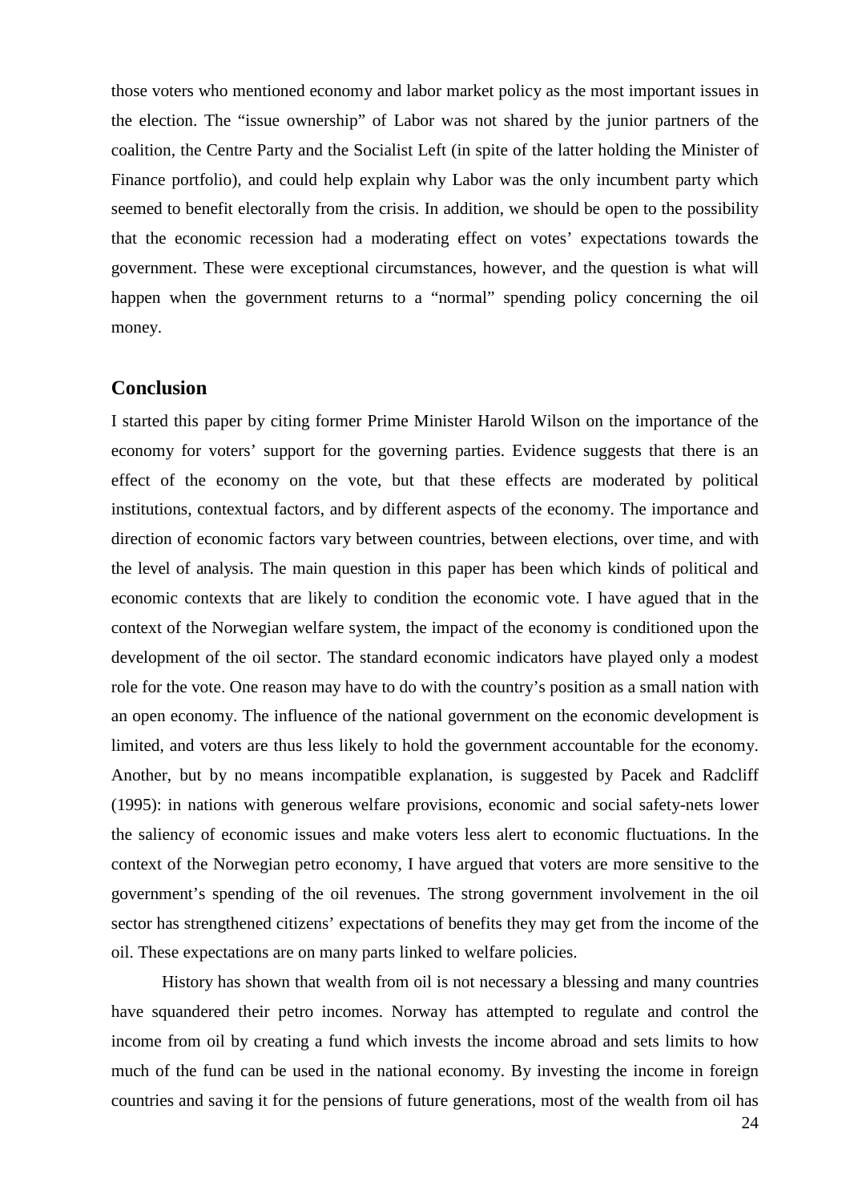those voters who mentioned economy and labor market policy as the most important issues in the election. The "issue ownership" of Labor was not shared by the junior partners of the coalition, the Centre Party and the Socialist Left (in spite of the latter holding the Minister of Finance portfolio), and could help explain why Labor was the only incumbent party which seemed to benefit electorally from the crisis. In addition, we should be open to the possibility that the economic recession had a moderating effect on votes' expectations towards the government. These were exceptional circumstances, however, and the question is what will happen when the government returns to a "normal" spending policy concerning the oil money.

## Conclusion

I started this paper by citing former Prime Minister Harold Wilson on the importance of the economy for voters' support for the governing parties. Evidence suggests that there is an effect of the economy on the vote, but that these effects are moderated by political institutions, contextual factors, and by different aspects of the economy. The importance and direction of economic factors vary between countries, between elections, over time, and with the level of analysis. The main question in this paper has been which kinds of political and economic contexts that are likely to condition the economic vote. I have agued that in the context of the Norwegian welfare system, the impact of the economy is conditioned upon the development of the oil sector. The standard economic indicators have played only a modest role for the vote. One reason may have to do with the country's position as a small nation with an open economy. The influence of the national government on the economic development is limited, and voters are thus less likely to hold the government accountable for the economy. Another, but by no means incompatible explanation, is suggested by Pacek and Radcliff (1995): in nations with generous welfare provisions, economic and social safety-nets lower the saliency of economic issues and make voters less alert to economic fluctuations. In the context of the Norwegian petro economy, I have argued that voters are more sensitive to the government's spending of the oil revenues. The strong government involvement in the oil sector has strengthened citizens' expectations of benefits they may get from the income of the oil. These expectations are on many parts linked to welfare policies.

History has shown that wealth from oil is not necessary a blessing and many countries have squandered their petro incomes. Norway has attempted to regulate and control the income from oil by creating a fund which invests the income abroad and sets limits to how much of the fund can be used in the national economy. By investing the income in foreign countries and saving it for the pensions of future generations, most of the wealth from oil has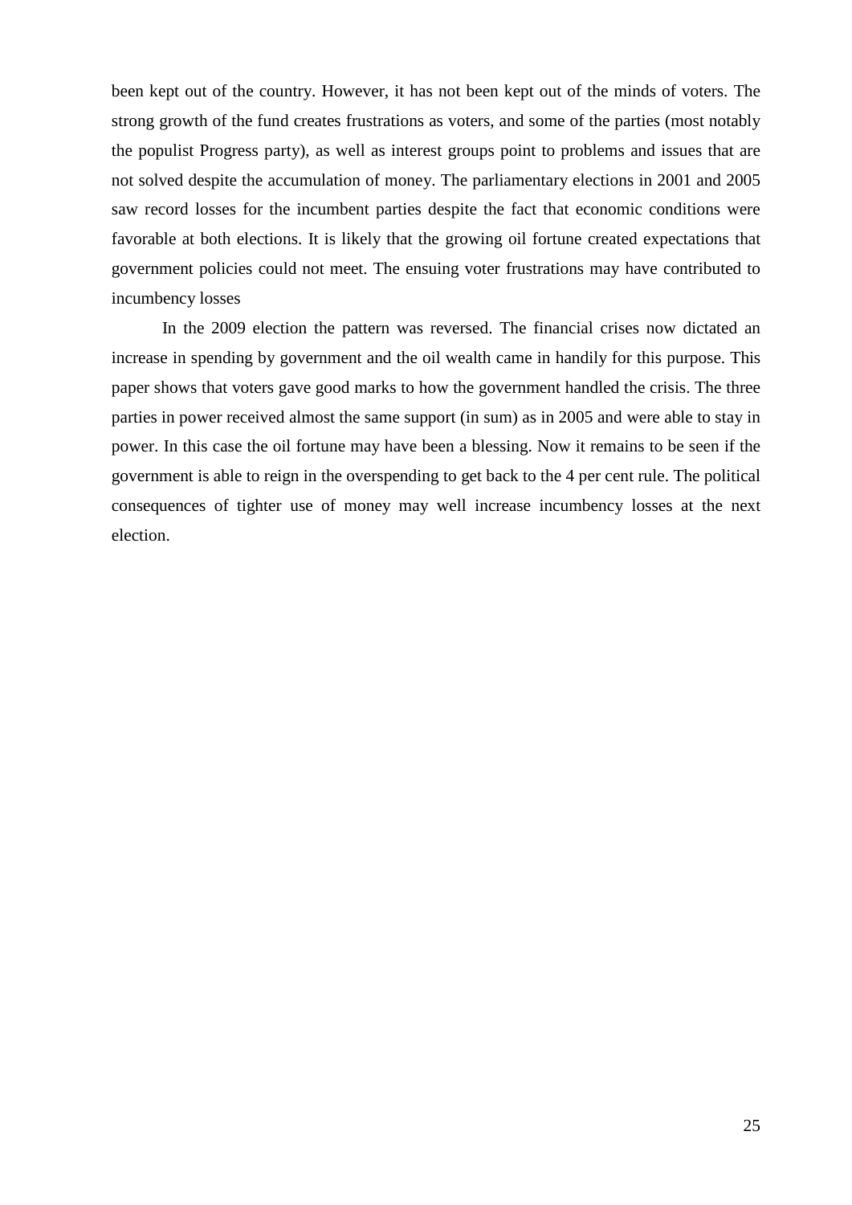been kept out of the country. However, it has not been kept out of the minds of voters. The strong growth of the fund creates frustrations as voters, and some of the parties (most notably the populist Progress party), as well as interest groups point to problems and issues that are not solved despite the accumulation of money. The parliamentary elections in 2001 and 2005 saw record losses for the incumbent parties despite the fact that economic conditions were favorable at both elections. It is likely that the growing oil fortune created expectations that government policies could not meet. The ensuing voter frustrations may have contributed to incumbency losses

In the 2009 election the pattern was reversed. The financial crises now dictated an increase in spending by government and the oil wealth came in handily for this purpose. This paper shows that voters gave good marks to how the government handled the crisis. The three parties in power received almost the same support (in sum) as in 2005 and were able to stay in power. In this case the oil fortune may have been a blessing. Now it remains to be seen if the government is able to reign in the overspending to get back to the 4 per cent rule. The political consequences of tighter use of money may well increase incumbency losses at the next election.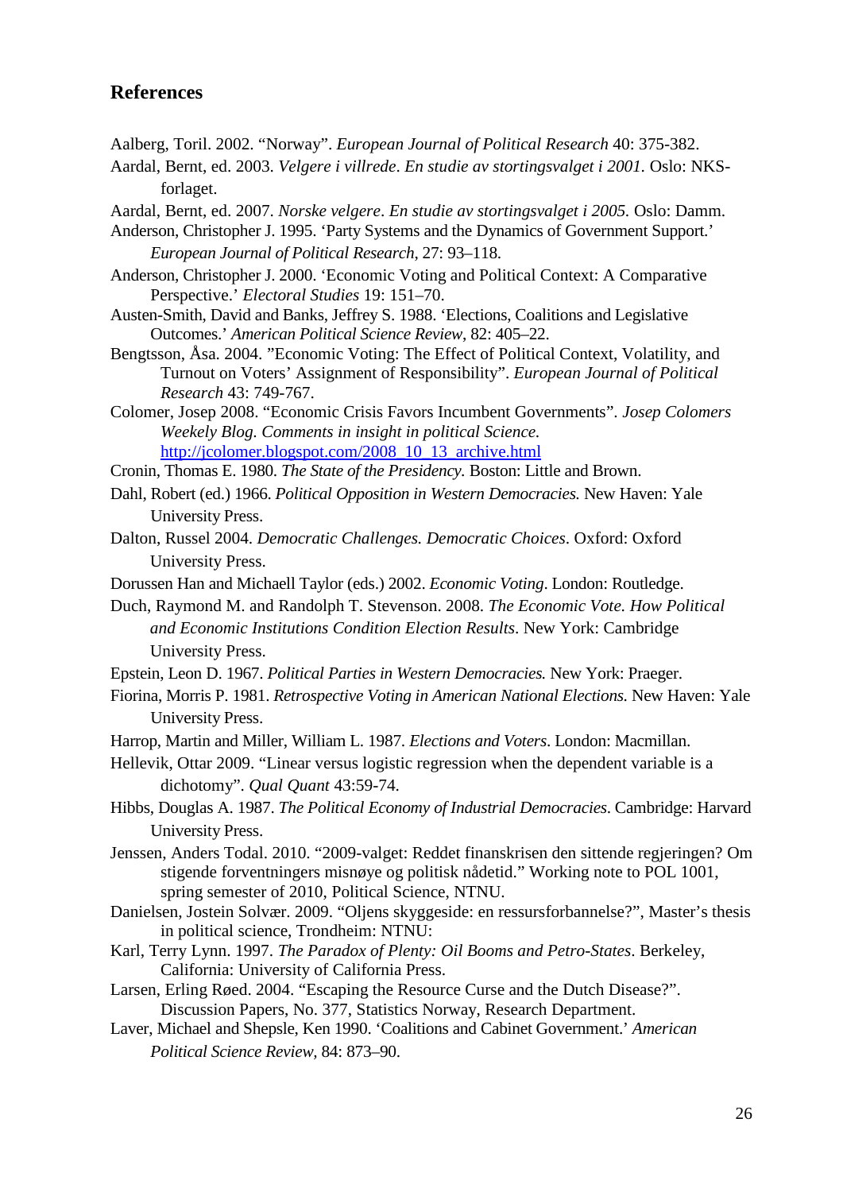## References

Aalberg, Toril. 2002. "Norway". *European Journal of Political Research* 40: 375-382.

Aardal, Bernt, ed. 2003. *Velgere i villrede*. *En studie av stortingsvalget i 2001.* Oslo: NKS-forlaget.

Aardal, Bernt, ed. 2007. *Norske velgere*. *En studie av stortingsvalget i 2005.* Oslo: Damm.

Anderson, Christopher J. 1995. 'Party Systems and the Dynamics of Government Support.' *European Journal of Political Research*, 27: 93–118.

Anderson, Christopher J. 2000. 'Economic Voting and Political Context: A Comparative Perspective.' *Electoral Studies* 19: 151–70.

Austen-Smith, David and Banks, Jeffrey S. 1988. 'Elections, Coalitions and Legislative Outcomes.' *American Political Science Review*, 82: 405–22.

Bengtsson, Åsa. 2004. "Economic Voting: The Effect of Political Context, Volatility, and Turnout on Voters' Assignment of Responsibility". *European Journal of Political Research* 43: 749-767.

Colomer, Josep 2008. "Economic Crisis Favors Incumbent Governments". *Josep Colomers Weekely Blog. Comments in insight in political Science.* http://jcolomer.blogspot.com/2008_10_13_archive.html

Cronin, Thomas E. 1980. *The State of the Presidency.* Boston: Little and Brown.

Dahl, Robert (ed.) 1966. *Political Opposition in Western Democracies.* New Haven: Yale University Press.

Dalton, Russel 2004. *Democratic Challenges. Democratic Choices*. Oxford: Oxford University Press.

Dorussen Han and Michaell Taylor (eds.) 2002. *Economic Voting*. London: Routledge.

Duch, Raymond M. and Randolph T. Stevenson. 2008. *The Economic Vote. How Political and Economic Institutions Condition Election Results*. New York: Cambridge University Press.

Epstein, Leon D. 1967. *Political Parties in Western Democracies.* New York: Praeger.

Fiorina, Morris P. 1981. *Retrospective Voting in American National Elections.* New Haven: Yale University Press.

Harrop, Martin and Miller, William L. 1987. *Elections and Voters*. London: Macmillan.

Hellevik, Ottar 2009. "Linear versus logistic regression when the dependent variable is a dichotomy". *Qual Quant* 43:59-74.

Hibbs, Douglas A. 1987. *The Political Economy of Industrial Democracies*. Cambridge: Harvard University Press.

Jenssen, Anders Todal. 2010. "2009-valget: Reddet finanskrisen den sittende regjeringen? Om stigende forventningers misnøye og politisk nådetid." Working note to POL 1001, spring semester of 2010, Political Science, NTNU.

Danielsen, Jostein Solvær. 2009. "Oljens skyggeside: en ressursforbannelse?", Master's thesis in political science, Trondheim: NTNU:

Karl, Terry Lynn. 1997. *The Paradox of Plenty: Oil Booms and Petro-States*. Berkeley, California: University of California Press.

Larsen, Erling Røed. 2004. "Escaping the Resource Curse and the Dutch Disease?". Discussion Papers, No. 377, Statistics Norway, Research Department.

Laver, Michael and Shepsle, Ken 1990. 'Coalitions and Cabinet Government.' *American Political Science Review,* 84: 873–90.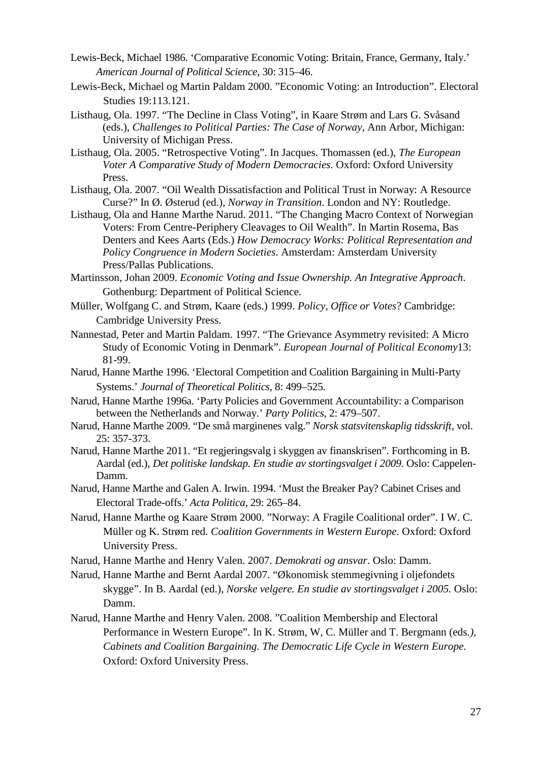Lewis-Beck, Michael 1986. 'Comparative Economic Voting: Britain, France, Germany, Italy.' *American Journal of Political Science*, 30: 315–46.

Lewis-Beck, Michael og Martin Paldam 2000. "Economic Voting: an Introduction". Electoral Studies 19:113.121.

Listhaug, Ola. 1997. "The Decline in Class Voting", in Kaare Strøm and Lars G. Svåsand (eds.), *Challenges to Political Parties: The Case of Norway*, Ann Arbor, Michigan: University of Michigan Press.

Listhaug, Ola. 2005. "Retrospective Voting". In Jacques. Thomassen (ed.), *The European Voter A Comparative Study of Modern Democracies*. Oxford: Oxford University Press.

Listhaug, Ola. 2007. "Oil Wealth Dissatisfaction and Political Trust in Norway: A Resource Curse?" In Ø. Østerud (ed.), *Norway in Transition*. London and NY: Routledge.

Listhaug, Ola and Hanne Marthe Narud. 2011. "The Changing Macro Context of Norwegian Voters: From Centre-Periphery Cleavages to Oil Wealth". In Martin Rosema, Bas Denters and Kees Aarts (Eds.) *How Democracy Works: Political Representation and Policy Congruence in Modern Societies*. Amsterdam: Amsterdam University Press/Pallas Publications.

Martinsson, Johan 2009. *Economic Voting and Issue Ownership. An Integrative Approach*. Gothenburg: Department of Political Science.

Müller, Wolfgang C. and Strøm, Kaare (eds.) 1999. *Policy, Office or Votes*? Cambridge: Cambridge University Press.

Nannestad, Peter and Martin Paldam. 1997. "The Grievance Asymmetry revisited: A Micro Study of Economic Voting in Denmark". *European Journal of Political Economy*13: 81-99.

Narud, Hanne Marthe 1996. 'Electoral Competition and Coalition Bargaining in Multi-Party Systems.' *Journal of Theoretical Politics*, 8: 499–525.

Narud, Hanne Marthe 1996a. 'Party Policies and Government Accountability: a Comparison between the Netherlands and Norway.' *Party Politics*, 2: 479–507.

Narud, Hanne Marthe 2009. "De små marginenes valg." *Norsk statsvitenskaplig tidsskrift*, vol. 25: 357-373.

Narud, Hanne Marthe 2011. "Et regjeringsvalg i skyggen av finanskrisen". Forthcoming in B. Aardal (ed.), *Det politiske landskap. En studie av stortingsvalget i 2009*. Oslo: Cappelen-Damm.

Narud, Hanne Marthe and Galen A. Irwin. 1994. 'Must the Breaker Pay? Cabinet Crises and Electoral Trade-offs.' *Acta Politica*, 29: 265–84.

Narud, Hanne Marthe og Kaare Strøm 2000. "Norway: A Fragile Coalitional order". I W. C. Müller og K. Strøm red. *Coalition Governments in Western Europe*. Oxford: Oxford University Press.

Narud, Hanne Marthe and Henry Valen. 2007. *Demokrati og ansvar*. Oslo: Damm.

Narud, Hanne Marthe and Bernt Aardal 2007. "Økonomisk stemmegivning i oljefondets skygge". In B. Aardal (ed.), *Norske velgere. En studie av stortingsvalget i 2005.* Oslo: Damm.

Narud, Hanne Marthe and Henry Valen. 2008. "Coalition Membership and Electoral Performance in Western Europe". In K. Strøm, W, C. Müller and T. Bergmann (eds*.), Cabinets and Coalition Bargaining. The Democratic Life Cycle in Western Europe.* Oxford: Oxford University Press.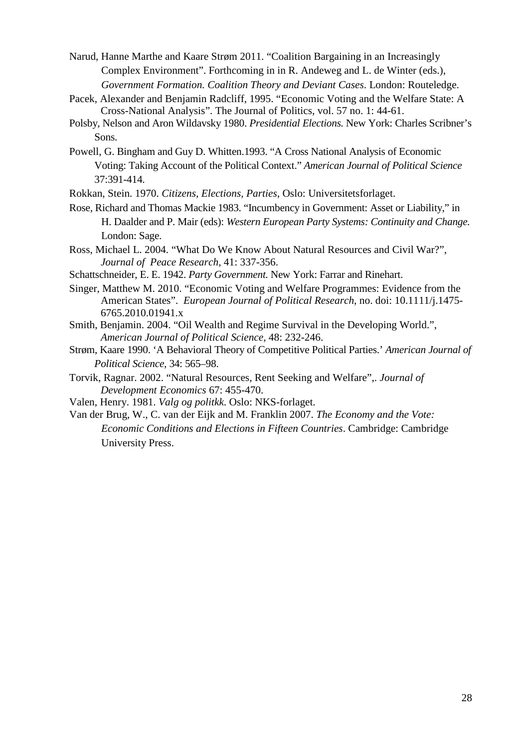Narud, Hanne Marthe and Kaare Strøm 2011. "Coalition Bargaining in an Increasingly Complex Environment". Forthcoming in in R. Andeweg and L. de Winter (eds.), *Government Formation. Coalition Theory and Deviant Cases*. London: Routeledge.

Pacek, Alexander and Benjamin Radcliff, 1995. "Economic Voting and the Welfare State: A Cross-National Analysis". The Journal of Politics, vol. 57 no. 1: 44-61.

Polsby, Nelson and Aron Wildavsky 1980. *Presidential Elections.* New York: Charles Scribner's Sons.

Powell, G. Bingham and Guy D. Whitten.1993. "A Cross National Analysis of Economic Voting: Taking Account of the Political Context." *American Journal of Political Science* 37:391-414.

Rokkan, Stein. 1970. *Citizens, Elections, Parties*, Oslo: Universitetsforlaget.

Rose, Richard and Thomas Mackie 1983. "Incumbency in Government: Asset or Liability," in H. Daalder and P. Mair (eds): *Western European Party Systems: Continuity and Change.* London: Sage.

Ross, Michael L. 2004. "What Do We Know About Natural Resources and Civil War?", *Journal of Peace Research,* 41: 337-356.

Schattschneider, E. E. 1942. *Party Government.* New York: Farrar and Rinehart.

Singer, Matthew M. 2010. "Economic Voting and Welfare Programmes: Evidence from the American States". *European Journal of Political Research*, no. doi: 10.1111/j.1475-6765.2010.01941.x

Smith, Benjamin. 2004. "Oil Wealth and Regime Survival in the Developing World.", *American Journal of Political Science,* 48: 232-246.

Strøm, Kaare 1990. 'A Behavioral Theory of Competitive Political Parties.' *American Journal of Political Science*, 34: 565–98.

Torvik, Ragnar. 2002. "Natural Resources, Rent Seeking and Welfare",. *Journal of Development Economics* 67: 455-470.

Valen, Henry. 1981. *Valg og politkk.* Oslo: NKS-forlaget.

Van der Brug, W., C. van der Eijk and M. Franklin 2007. *The Economy and the Vote: Economic Conditions and Elections in Fifteen Countries*. Cambridge: Cambridge University Press.